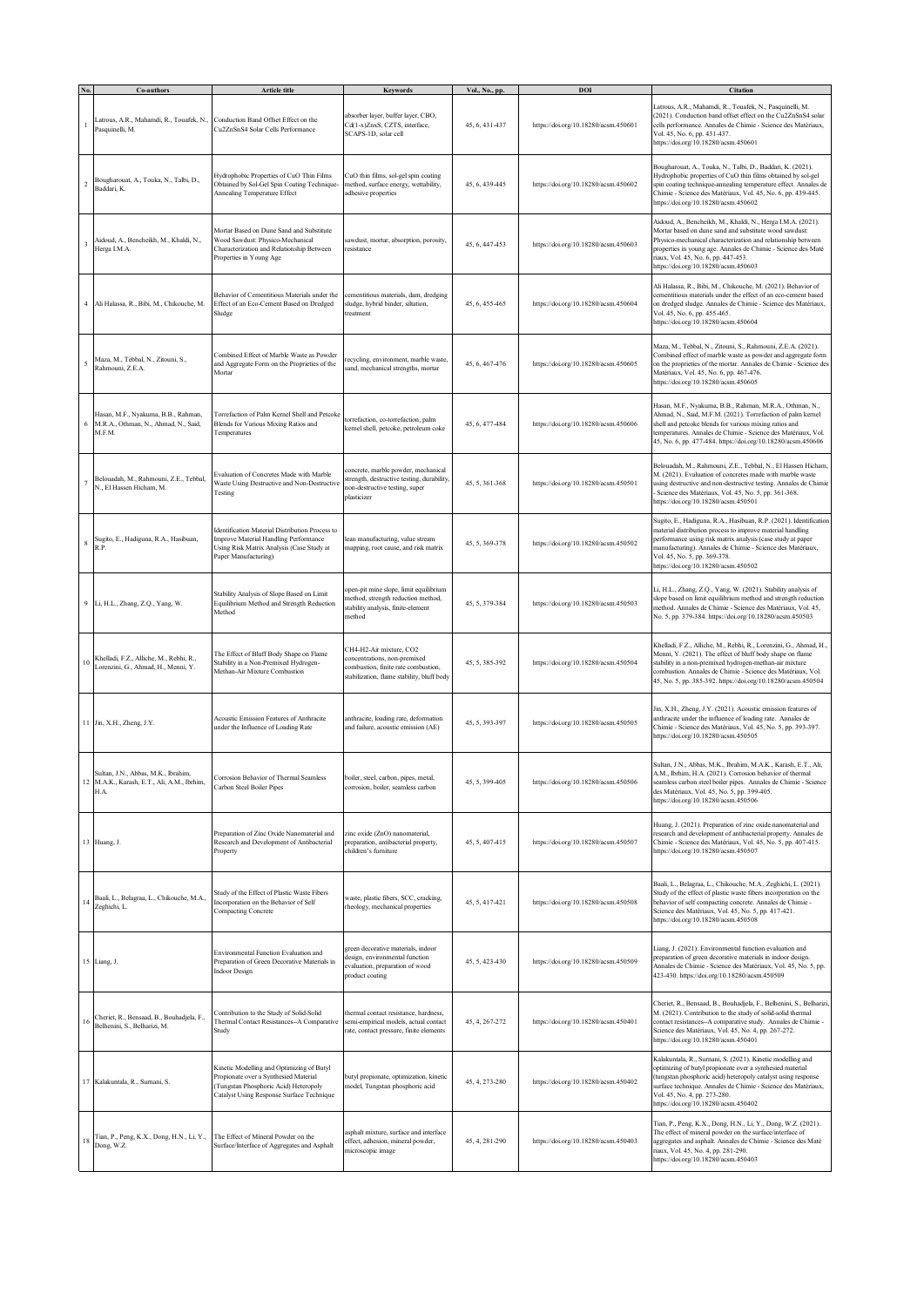| No. | Co-authors | Article title | Keywords | Vol., No., pp. | DOI | Citation |
|---|---|---|---|---|---|---|
| 1 | Latrous, A.R., Mahamdi, R., Touafek, N., Pasquinelli, M. | Conduction Band Offset Effect on the Cu2ZnSnS4 Solar Cells Performance | absorber layer, buffer layer, CBO, Cd(1-x)ZnxS, CZTS, interface, SCAPS-1D, solar cell | 45, 6, 431-437 | https://doi.org/10.18280/acsm.450601 | Latrous, A.R., Mahamdi, R., Touafek, N., Pasquinelli, M. (2021). Conduction band offset effect on the Cu2ZnSnS4 solar cells performance. Annales de Chimie - Science des Matériaux, Vol. 45, No. 6, pp. 431-437. https://doi.org/10.18280/acsm.450601 |
| 2 | Bougharouat, A., Touka, N., Talbi, D., Baddari, K. | Hydrophobic Properties of CuO Thin Films Obtained by Sol-Gel Spin Coating Technique-Annealing Temperature Effect | CuO thin films, sol-gel spin coating method, surface energy, wettability, adhesive properties | 45, 6, 439-445 | https://doi.org/10.18280/acsm.450602 | Bougharouat, A., Touka, N., Talbi, D., Baddari, K. (2021). Hydrophobic properties of CuO thin films obtained by sol-gel spin coating technique-annealing temperature effect. Annales de Chimie - Science des Matériaux, Vol. 45, No. 6, pp. 439-445. https://doi.org/10.18280/acsm.450602 |
| 3 | Aidoud, A., Bencheikh, M., Khaldi, N., Herga I.M.A. | Mortar Based on Dune Sand and Substitute Wood Sawdust: Physico-Mechanical Characterization and Relationship Between Properties in Young Age | sawdust, mortar, absorption, porosity, resistance | 45, 6, 447-453 | https://doi.org/10.18280/acsm.450603 | Aidoud, A., Bencheikh, M., Khaldi, N., Herga I.M.A. (2021). Mortar based on dune sand and substitute wood sawdust: Physico-mechanical characterization and relationship between properties in young age. Annales de Chimie - Science des Matériaux, Vol. 45, No. 6, pp. 447-453. https://doi.org/10.18280/acsm.450603 |
| 4 | Ali Halassa, R., Bibi, M., Chikouche, M. | Behavior of Cementitious Materials under the Effect of an Eco-Cement Based on Dredged Sludge | cementitious materials, dam, dredging sludge, hybrid binder, siltation, treatment | 45, 6, 455-465 | https://doi.org/10.18280/acsm.450604 | Ali Halassa, R., Bibi, M., Chikouche, M. (2021). Behavior of cementitious materials under the effect of an eco-cement based on dredged sludge. Annales de Chimie - Science des Matériaux, Vol. 45, No. 6, pp. 455-465. https://doi.org/10.18280/acsm.450604 |
| 5 | Maza, M., Tebbal, N., Zitouni, S., Rahmouni, Z.E.A. | Combined Effect of Marble Waste as Powder and Aggregate Form on the Proprieties of the Mortar | recycling, environment, marble waste, sand, mechanical strengths, mortar | 45, 6, 467-476 | https://doi.org/10.18280/acsm.450605 | Maza, M., Tebbal, N., Zitouni, S., Rahmouni, Z.E.A. (2021). Combined effect of marble waste as powder and aggregate form on the proprieties of the mortar. Annales de Chimie - Science des Matériaux, Vol. 45, No. 6, pp. 467-476. https://doi.org/10.18280/acsm.450605 |
| 6 | Hasan, M.F., Nyakuma, B.B., Rahman, M.R.A., Othman, N., Ahmad, N., Said, M.F.M. | Torrefaction of Palm Kernel Shell and Petcoke Blends for Various Mixing Ratios and Temperatures | torrefaction, co-torrefaction, palm kernel shell, petcoke, petroleum coke | 45, 6, 477-484 | https://doi.org/10.18280/acsm.450606 | Hasan, M.F., Nyakuma, B.B., Rahman, M.R.A., Othman, N., Ahmad, N., Said, M.F.M. (2021). Torrefaction of palm kernel shell and petcoke blends for various mixing ratios and temperatures. Annales de Chimie - Science des Matériaux, Vol. 45, No. 6, pp. 477-484. https://doi.org/10.18280/acsm.450606 |
| 7 | Belouadah, M., Rahmouni, Z.E., Tebbal, N., El Hassen Hicham, M. | Evaluation of Concretes Made with Marble Waste Using Destructive and Non-Destructive Testing | concrete, marble powder, mechanical strength, destructive testing, durability, non-destructive testing, super plasticizer | 45, 5, 361-368 | https://doi.org/10.18280/acsm.450501 | Belouadah, M., Rahmouni, Z.E., Tebbal, N., El Hassen Hicham, M. (2021). Evaluation of concretes made with marble waste using destructive and non-destructive testing. Annales de Chimie - Science des Matériaux, Vol. 45, No. 5, pp. 361-368. https://doi.org/10.18280/acsm.450501 |
| 8 | Sugito, E., Hadiguna, R.A., Hasibuan, R.P. | Identification Material Distribution Process to Improve Material Handling Performance Using Risk Matrix Analysis (Case Study at Paper Manufacturing) | lean manufacturing, value stream mapping, root cause, and risk matrix | 45, 5, 369-378 | https://doi.org/10.18280/acsm.450502 | Sugito, E., Hadiguna, R.A., Hasibuan, R.P. (2021). Identification material distribution process to improve material handling performance using risk matrix analysis (case study at paper manufacturing). Annales de Chimie - Science des Matériaux, Vol. 45, No. 5, pp. 369-378. https://doi.org/10.18280/acsm.450502 |
| 9 | Li, H.L., Zhang, Z.Q., Yang, W. | Stability Analysis of Slope Based on Limit Equilibrium Method and Strength Reduction Method | open-pit mine slope, limit equilibrium method, strength reduction method, stability analysis, finite-element method | 45, 5, 379-384 | https://doi.org/10.18280/acsm.450503 | Li, H.L., Zhang, Z.Q., Yang, W. (2021). Stability analysis of slope based on limit equilibrium method and strength reduction method. Annales de Chimie - Science des Matériaux, Vol. 45, No. 5, pp. 379-384. https://doi.org/10.18280/acsm.450503 |
| 10 | Khelladi, F.Z., Alliche, M., Rebhi, R., Lorenzini, G., Ahmad, H., Menni, Y. | The Effect of Bluff Body Shape on Flame Stability in a Non-Premixed Hydrogen-Methan-Air Mixture Combustion | CH4-H2-Air mixture, CO2 concentrations, non-premixed combustion, finite rate combustion, stabilization, flame stability, bluff body | 45, 5, 385-392 | https://doi.org/10.18280/acsm.450504 | Khelladi, F.Z., Alliche, M., Rebhi, R., Lorenzini, G., Ahmad, H., Menni, Y. (2021). The effect of bluff body shape on flame stability in a non-premixed hydrogen-methan-air mixture combustion. Annales de Chimie - Science des Matériaux, Vol. 45, No. 5, pp. 385-392. https://doi.org/10.18280/acsm.450504 |
| 11 | Jin, X.H., Zheng, J.Y. | Acoustic Emission Features of Anthracite under the Influence of Loading Rate | anthracite, loading rate, deformation and failure, acoustic emission (AE) | 45, 5, 393-397 | https://doi.org/10.18280/acsm.450505 | Jin, X.H., Zheng, J.Y. (2021). Acoustic emission features of anthracite under the influence of loading rate. Annales de Chimie - Science des Matériaux, Vol. 45, No. 5, pp. 393-397. https://doi.org/10.18280/acsm.450505 |
| 12 | Sultan, J.N., Abbas, M.K., Ibrahim, M.A.K., Karash, E.T., Ali, A.M., Ibrhim, H.A. | Corrosion Behavior of Thermal Seamless Carbon Steel Boiler Pipes | boiler, steel, carbon, pipes, metal, corrosion, boiler, seamless carbon | 45, 5, 399-405 | https://doi.org/10.18280/acsm.450506 | Sultan, J.N., Abbas, M.K., Ibrahim, M.A.K., Karash, E.T., Ali, A.M., Ibrhim, H.A. (2021). Corrosion behavior of thermal seamless carbon steel boiler pipes. Annales de Chimie - Science des Matériaux, Vol. 45, No. 5, pp. 399-405. https://doi.org/10.18280/acsm.450506 |
| 13 | Huang, J. | Preparation of Zinc Oxide Nanomaterial and Research and Development of Antibacterial Property | zinc oxide (ZnO) nanomaterial, preparation, antibacterial property, children's furniture | 45, 5, 407-415 | https://doi.org/10.18280/acsm.450507 | Huang, J. (2021). Preparation of zinc oxide nanomaterial and research and development of antibacterial property. Annales de Chimie - Science des Matériaux, Vol. 45, No. 5, pp. 407-415. https://doi.org/10.18280/acsm.450507 |
| 14 | Baali, L., Belagraa, L., Chikouche, M.A., Zeghichi, L. | Study of the Effect of Plastic Waste Fibers Incorporation on the Behavior of Self Compacting Concrete | waste, plastic fibers, SCC, cracking, rheology, mechanical properties | 45, 5, 417-421 | https://doi.org/10.18280/acsm.450508 | Baali, L., Belagraa, L., Chikouche, M.A., Zeghichi, L. (2021). Study of the effect of plastic waste fibers incorporation on the behavior of self compacting concrete. Annales de Chimie - Science des Matériaux, Vol. 45, No. 5, pp. 417-421. https://doi.org/10.18280/acsm.450508 |
| 15 | Liang, J. | Environmental Function Evaluation and Preparation of Green Decorative Materials in Indoor Design | green decorative materials, indoor design, environmental function evaluation, preparation of wood product coating | 45, 5, 423-430 | https://doi.org/10.18280/acsm.450509 | Liang, J. (2021). Environmental function evaluation and preparation of green decorative materials in indoor design. Annales de Chimie - Science des Matériaux, Vol. 45, No. 5, pp. 423-430. https://doi.org/10.18280/acsm.450509 |
| 16 | Cheriet, R., Bensaad, B., Bouhadjela, F., Belhenini, S., Belharizi, M. | Contribution to the Study of Solid-Solid Thermal Contact Resistances--A Comparative Study | thermal contact resistance, hardness, semi-empirical models, actual contact rate, contact pressure, finite elements | 45, 4, 267-272 | https://doi.org/10.18280/acsm.450401 | Cheriet, R., Bensaad, B., Bouhadjela, F., Belhenini, S., Belharizi, M. (2021). Contribution to the study of solid-solid thermal contact resistances--A comparative study. Annales de Chimie - Science des Matériaux, Vol. 45, No. 4, pp. 267-272. https://doi.org/10.18280/acsm.450401 |
| 17 | Kalakuntala, R., Sumani, S. | Kinetic Modelling and Optimizing of Butyl Propionate over a Synthesied Material (Tungstan Phosphoric Acid) Heteropoly Catalyst Using Response Surface Technique | butyl propionate, optimization, kinetic model, Tungstan phosphoric acid | 45, 4, 273-280 | https://doi.org/10.18280/acsm.450402 | Kalakuntala, R., Sumani, S. (2021). Kinetic modelling and optimizing of butyl propionate over a synthesied material (tungstan phosphoric acid) heteropoly catalyst using response surface technique. Annales de Chimie - Science des Matériaux, Vol. 45, No. 4, pp. 273-280. https://doi.org/10.18280/acsm.450402 |
| 18 | Tian, P., Peng, K.X., Dong, H.N., Li, Y., Dong, W.Z. | The Effect of Mineral Powder on the Surface/Interface of Aggregates and Asphalt | asphalt mixture, surface and interface effect, adhesion, mineral powder, microscopic image | 45, 4, 281-290 | https://doi.org/10.18280/acsm.450403 | Tian, P., Peng, K.X., Dong, H.N., Li, Y., Dong, W.Z. (2021). The effect of mineral powder on the surface/interface of aggregates and asphalt. Annales de Chimie - Science des Matériaux, Vol. 45, No. 4, pp. 281-290. https://doi.org/10.18280/acsm.450403 |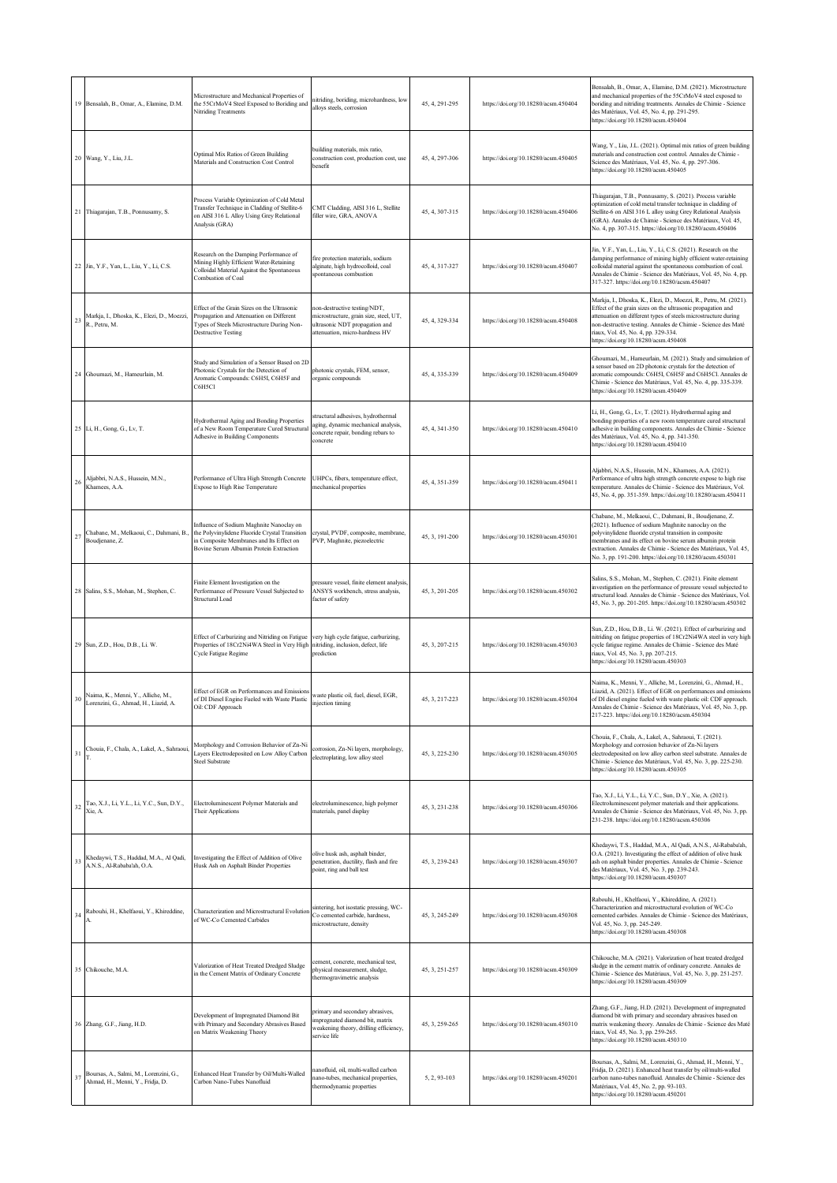| 19 | Bensalah, B., Omar, A., Elamine, D.M. | Microstructure and Mechanical Properties of the 55CrMoV4 Steel Exposed to Boriding and Nitriding Treatments | nitriding, boriding, microhardness, low alloys steels, corrosion | 45, 4, 291-295 | https://doi.org/10.18280/acsm.450404 | Bensalah, B., Omar, A., Elamine, D.M. (2021). Microstructure and mechanical properties of the 55CrMoV4 steel exposed to boriding and nitriding treatments. Annales de Chimie - Science des Matériaux, Vol. 45, No. 4, pp. 291-295. https://doi.org/10.18280/acsm.450404 |
|---|---|---|---|---|---|---|
| 20 | Wang, Y., Liu, J.L. | Optimal Mix Ratios of Green Building Materials and Construction Cost Control | building materials, mix ratio, construction cost, production cost, use benefit | 45, 4, 297-306 | https://doi.org/10.18280/acsm.450405 | Wang, Y., Liu, J.L. (2021). Optimal mix ratios of green building materials and construction cost control. Annales de Chimie - Science des Matériaux, Vol. 45, No. 4, pp. 297-306. https://doi.org/10.18280/acsm.450405 |
| 21 | Thiagarajan, T.B., Ponnusamy, S. | Process Variable Optimization of Cold Metal Transfer Technique in Cladding of Stellite-6 on AISI 316 L Alloy Using Grey Relational Analysis (GRA) | CMT Cladding, AISI 316 L, Stellite filler wire, GRA, ANOVA | 45, 4, 307-315 | https://doi.org/10.18280/acsm.450406 | Thiagarajan, T.B., Ponnusamy, S. (2021). Process variable optimization of cold metal transfer technique in cladding of Stellite-6 on AISI 316 L alloy using Grey Relational Analysis (GRA). Annales de Chimie - Science des Matériaux, Vol. 45, No. 4, pp. 307-315. https://doi.org/10.18280/acsm.450406 |
| 22 | Jin, Y.F., Yan, L., Liu, Y., Li, C.S. | Research on the Damping Performance of Mining Highly Efficient Water-Retaining Colloidal Material Against the Spontaneous Combustion of Coal | fire protection materials, sodium alginate, high hydrocolloid, coal spontaneous combustion | 45, 4, 317-327 | https://doi.org/10.18280/acsm.450407 | Jin, Y.F., Yan, L., Liu, Y., Li, C.S. (2021). Research on the damping performance of mining highly efficient water-retaining colloidal material against the spontaneous combustion of coal. Annales de Chimie - Science des Matériaux, Vol. 45, No. 4, pp. 317-327. https://doi.org/10.18280/acsm.450407 |
| 23 | Markja, I., Dhoska, K., Elezi, D., Moezzi, R., Petru, M. | Effect of the Grain Sizes on the Ultrasonic Propagation and Attenuation on Different Types of Steels Microstructure During Non-Destructive Testing | non-destructive testing/NDT, microstructure, grain size, steel, UT, ultrasonic NDT propagation and attenuation, micro-hardness HV | 45, 4, 329-334 | https://doi.org/10.18280/acsm.450408 | Markja, I., Dhoska, K., Elezi, D., Moezzi, R., Petru, M. (2021). Effect of the grain sizes on the ultrasonic propagation and attenuation on different types of steels microstructure during non-destructive testing. Annales de Chimie - Science des Maté riaux, Vol. 45, No. 4, pp. 329-334. https://doi.org/10.18280/acsm.450408 |
| 24 | Ghoumazi, M., Hameurlain, M. | Study and Simulation of a Sensor Based on 2D Photonic Crystals for the Detection of Aromatic Compounds: C6H5I, C6H5F and C6H5Cl | photonic crystals, FEM, sensor, organic compounds | 45, 4, 335-339 | https://doi.org/10.18280/acsm.450409 | Ghoumazi, M., Hameurlain, M. (2021). Study and simulation of a sensor based on 2D photonic crystals for the detection of aromatic compounds: C6H5I, C6H5F and C6H5Cl. Annales de Chimie - Science des Matériaux, Vol. 45, No. 4, pp. 335-339. https://doi.org/10.18280/acsm.450409 |
| 25 | Li, H., Gong, G., Lv, T. | Hydrothermal Aging and Bonding Properties of a New Room Temperature Cured Structural Adhesive in Building Components | structural adhesives, hydrothermal aging, dynamic mechanical analysis, concrete repair, bonding rebars to concrete | 45, 4, 341-350 | https://doi.org/10.18280/acsm.450410 | Li, H., Gong, G., Lv, T. (2021). Hydrothermal aging and bonding properties of a new room temperature cured structural adhesive in building components. Annales de Chimie - Science des Matériaux, Vol. 45, No. 4, pp. 341-350. https://doi.org/10.18280/acsm.450410 |
| 26 | Aljabbri, N.A.S., Hussein, M.N., Khamees, A.A. | Performance of Ultra High Strength Concrete Expose to High Rise Temperature | UHPCs, fibers, temperature effect, mechanical properties | 45, 4, 351-359 | https://doi.org/10.18280/acsm.450411 | Aljabbri, N.A.S., Hussein, M.N., Khamees, A.A. (2021). Performance of ultra high strength concrete expose to high rise temperature. Annales de Chimie - Science des Matériaux, Vol. 45, No. 4, pp. 351-359. https://doi.org/10.18280/acsm.450411 |
| 27 | Chabane, M., Melkaoui, C., Dahmani, B., Boudjenane, Z. | Influence of Sodium Maghnite Nanoclay on the Polyvinylidene Fluoride Crystal Transition in Composite Membranes and Its Effect on Bovine Serum Albumin Protein Extraction | crystal, PVDF, composite, membrane, PVP, Maghnite, piezoelectric | 45, 3, 191-200 | https://doi.org/10.18280/acsm.450301 | Chabane, M., Melkaoui, C., Dahmani, B., Boudjenane, Z. (2021). Influence of sodium Maghnite nanoclay on the polyvinylidene fluoride crystal transition in composite membranes and its effect on bovine serum albumin protein extraction. Annales de Chimie - Science des Matériaux, Vol. 45, No. 3, pp. 191-200. https://doi.org/10.18280/acsm.450301 |
| 28 | Salins, S.S., Mohan, M., Stephen, C. | Finite Element Investigation on the Performance of Pressure Vessel Subjected to Structural Load | pressure vessel, finite element analysis, ANSYS workbench, stress analysis, factor of safety | 45, 3, 201-205 | https://doi.org/10.18280/acsm.450302 | Salins, S.S., Mohan, M., Stephen, C. (2021). Finite element investigation on the performance of pressure vessel subjected to structural load. Annales de Chimie - Science des Matériaux, Vol. 45, No. 3, pp. 201-205. https://doi.org/10.18280/acsm.450302 |
| 29 | Sun, Z.D., Hou, D.B., Li. W. | Effect of Carburizing and Nitriding on Fatigue Properties of 18Cr2Ni4WA Steel in Very High Cycle Fatigue Regime | very high cycle fatigue, carburizing, nitriding, inclusion, defect, life prediction | 45, 3, 207-215 | https://doi.org/10.18280/acsm.450303 | Sun, Z.D., Hou, D.B., Li. W. (2021). Effect of carburizing and nitriding on fatigue properties of 18Cr2Ni4WA steel in very high cycle fatigue regime. Annales de Chimie - Science des Maté riaux, Vol. 45, No. 3, pp. 207-215. https://doi.org/10.18280/acsm.450303 |
| 30 | Naima, K., Menni, Y., Alliche, M., Lorenzini, G., Ahmad, H., Liazid, A. | Effect of EGR on Performances and Emissions of DI Diesel Engine Fueled with Waste Plastic Oil: CDF Approach | waste plastic oil, fuel, diesel, EGR, injection timing | 45, 3, 217-223 | https://doi.org/10.18280/acsm.450304 | Naima, K., Menni, Y., Alliche, M., Lorenzini, G., Ahmad, H., Liazid, A. (2021). Effect of EGR on performances and emissions of DI diesel engine fueled with waste plastic oil: CDF approach. Annales de Chimie - Science des Matériaux, Vol. 45, No. 3, pp. 217-223. https://doi.org/10.18280/acsm.450304 |
| 31 | Chouia, F., Chala, A., Lakel, A., Sahraoui, T. | Morphology and Corrosion Behavior of Zn-Ni Layers Electrodeposited on Low Alloy Carbon Steel Substrate | corrosion, Zn-Ni layers, morphology, electroplating, low alloy steel | 45, 3, 225-230 | https://doi.org/10.18280/acsm.450305 | Chouia, F., Chala, A., Lakel, A., Sahraoui, T. (2021). Morphology and corrosion behavior of Zn-Ni layers electrodeposited on low alloy carbon steel substrate. Annales de Chimie - Science des Matériaux, Vol. 45, No. 3, pp. 225-230. https://doi.org/10.18280/acsm.450305 |
| 32 | Tao, X.J., Li, Y.L., Li, Y.C., Sun, D.Y., Xie, A. | Electroluminescent Polymer Materials and Their Applications | electroluminescence, high polymer materials, panel display | 45, 3, 231-238 | https://doi.org/10.18280/acsm.450306 | Tao, X.J., Li, Y.L., Li, Y.C., Sun, D.Y., Xie, A. (2021). Electroluminescent polymer materials and their applications. Annales de Chimie - Science des Matériaux, Vol. 45, No. 3, pp. 231-238. https://doi.org/10.18280/acsm.450306 |
| 33 | Khedaywi, T.S., Haddad, M.A., Al Qadi, A.N.S., Al-Rababa'ah, O.A. | Investigating the Effect of Addition of Olive Husk Ash on Asphalt Binder Properties | olive husk ash, asphalt binder, penetration, ductility, flash and fire point, ring and ball test | 45, 3, 239-243 | https://doi.org/10.18280/acsm.450307 | Khedaywi, T.S., Haddad, M.A., Al Qadi, A.N.S., Al-Rababa'ah, O.A. (2021). Investigating the effect of addition of olive husk ash on asphalt binder properties. Annales de Chimie - Science des Matériaux, Vol. 45, No. 3, pp. 239-243. https://doi.org/10.18280/acsm.450307 |
| 34 | Rabouhi, H., Khelfaoui, Y., Khireddine, A. | Characterization and Microstructural Evolution of WC-Co Cemented Carbides | sintering, hot isostatic pressing, WC-Co cemented carbide, hardness, microstructure, density | 45, 3, 245-249 | https://doi.org/10.18280/acsm.450308 | Rabouhi, H., Khelfaoui, Y., Khireddine, A. (2021). Characterization and microstructural evolution of WC-Co cemented carbides. Annales de Chimie - Science des Matériaux, Vol. 45, No. 3, pp. 245-249. https://doi.org/10.18280/acsm.450308 |
| 35 | Chikouche, M.A. | Valorization of Heat Treated Dredged Sludge in the Cement Matrix of Ordinary Concrete | cement, concrete, mechanical test, physical measurement, sludge, thermogravimetric analysis | 45, 3, 251-257 | https://doi.org/10.18280/acsm.450309 | Chikouche, M.A. (2021). Valorization of heat treated dredged sludge in the cement matrix of ordinary concrete. Annales de Chimie - Science des Matériaux, Vol. 45, No. 3, pp. 251-257. https://doi.org/10.18280/acsm.450309 |
| 36 | Zhang, G.F., Jiang, H.D. | Development of Impregnated Diamond Bit with Primary and Secondary Abrasives Based on Matrix Weakening Theory | primary and secondary abrasives, impregnated diamond bit, matrix weakening theory, drilling efficiency, service life | 45, 3, 259-265 | https://doi.org/10.18280/acsm.450310 | Zhang, G.F., Jiang, H.D. (2021). Development of impregnated diamond bit with primary and secondary abrasives based on matrix weakening theory. Annales de Chimie - Science des Maté riaux, Vol. 45, No. 3, pp. 259-265. https://doi.org/10.18280/acsm.450310 |
| 37 | Boursas, A., Salmi, M., Lorenzini, G., Ahmad, H., Menni, Y., Fridja, D. | Enhanced Heat Transfer by Oil/Multi-Walled Carbon Nano-Tubes Nanofluid | nanofluid, oil, multi-walled carbon nano-tubes, mechanical properties, thermodynamic properties | 5, 2, 93-103 | https://doi.org/10.18280/acsm.450201 | Boursas, A., Salmi, M., Lorenzini, G., Ahmad, H., Menni, Y., Fridja, D. (2021). Enhanced heat transfer by oil/multi-walled carbon nano-tubes nanofluid. Annales de Chimie - Science des Matériaux, Vol. 45, No. 2, pp. 93-103. https://doi.org/10.18280/acsm.450201 |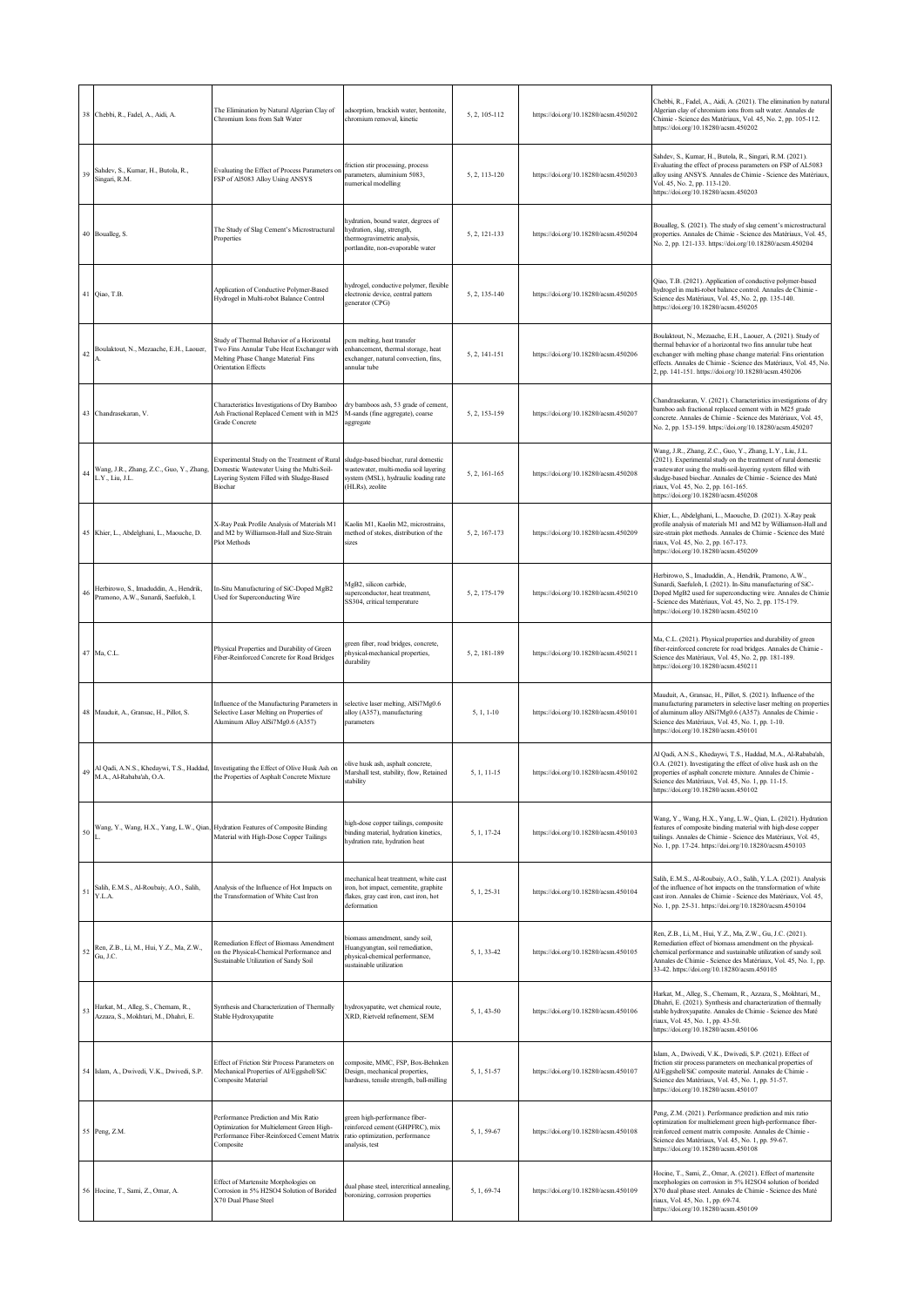| 38 | Chebbi, R., Fadel, A., Aidi, A. | The Elimination by Natural Algerian Clay of Chromium Ions from Salt Water | adsorption, brackish water, bentonite, chromium removal, kinetic | 5, 2, 105-112 | https://doi.org/10.18280/acsm.450202 | Chebbi, R., Fadel, A., Aidi, A. (2021). The elimination by natural Algerian clay of chromium ions from salt water. Annales de Chimie - Science des Matériaux, Vol. 45, No. 2, pp. 105-112. https://doi.org/10.18280/acsm.450202 |
|---|---|---|---|---|---|---|
| 39 | Sahdev, S., Kumar, H., Butola, R., Singari, R.M. | Evaluating the Effect of Process Parameters on FSP of Al5083 Alloy Using ANSYS | friction stir processing, process parameters, aluminium 5083, numerical modelling | 5, 2, 113-120 | https://doi.org/10.18280/acsm.450203 | Sahdev, S., Kumar, H., Butola, R., Singari, R.M. (2021). Evaluating the effect of process parameters on FSP of AL5083 alloy using ANSYS. Annales de Chimie - Science des Matériaux, Vol. 45, No. 2, pp. 113-120. https://doi.org/10.18280/acsm.450203 |
| 40 | Boualleg, S. | The Study of Slag Cement's Microstructural Properties | hydration, bound water, degrees of hydration, slag, strength, thermogravimetric analysis, portlandite, non-evaporable water | 5, 2, 121-133 | https://doi.org/10.18280/acsm.450204 | Boualleg, S. (2021). The study of slag cement's microstructural properties. Annales de Chimie - Science des Matériaux, Vol. 45, No. 2, pp. 121-133. https://doi.org/10.18280/acsm.450204 |
| 41 | Qiao, T.B. | Application of Conductive Polymer-Based Hydrogel in Multi-robot Balance Control | hydrogel, conductive polymer, flexible electronic device, central pattern generator (CPG) | 5, 2, 135-140 | https://doi.org/10.18280/acsm.450205 | Qiao, T.B. (2021). Application of conductive polymer-based hydrogel in multi-robot balance control. Annales de Chimie - Science des Matériaux, Vol. 45, No. 2, pp. 135-140. https://doi.org/10.18280/acsm.450205 |
| 42 | Boulaktout, N., Mezaache, E.H., Laouer, A. | Study of Thermal Behavior of a Horizontal Two Fins Annular Tube Heat Exchanger with Melting Phase Change Material: Fins Orientation Effects | pcm melting, heat transfer enhancement, thermal storage, heat exchanger, natural convection, fins, annular tube | 5, 2, 141-151 | https://doi.org/10.18280/acsm.450206 | Boulaktout, N., Mezaache, E.H., Laouer, A. (2021). Study of thermal behavior of a horizontal two fins annular tube heat exchanger with melting phase change material: Fins orientation effects. Annales de Chimie - Science des Matériaux, Vol. 45, No. 2, pp. 141-151. https://doi.org/10.18280/acsm.450206 |
| 43 | Chandrasekaran, V. | Characteristics Investigations of Dry Bamboo Ash Fractional Replaced Cement with in M25 Grade Concrete | dry bamboos ash, 53 grade of cement, M-sands (fine aggregate), coarse aggregate | 5, 2, 153-159 | https://doi.org/10.18280/acsm.450207 | Chandrasekaran, V. (2021). Characteristics investigations of dry bamboo ash fractional replaced cement with in M25 grade concrete. Annales de Chimie - Science des Matériaux, Vol. 45, No. 2, pp. 153-159. https://doi.org/10.18280/acsm.450207 |
| 44 | Wang, J.R., Zhang, Z.C., Guo, Y., Zhang, L.Y., Liu, J.L. | Experimental Study on the Treatment of Rural Domestic Wastewater Using the Multi-Soil-Layering System Filled with Sludge-Based Biochar | sludge-based biochar, rural domestic wastewater, multi-media soil layering system (MSL), hydraulic loading rate (HLRs), zeolite | 5, 2, 161-165 | https://doi.org/10.18280/acsm.450208 | Wang, J.R., Zhang, Z.C., Guo, Y., Zhang, L.Y., Liu, J.L. (2021). Experimental study on the treatment of rural domestic wastewater using the multi-soil-layering system filled with sludge-based biochar. Annales de Chimie - Science des Maté riaux, Vol. 45, No. 2, pp. 161-165. https://doi.org/10.18280/acsm.450208 |
| 45 | Khier, L., Abdelghani, L., Maouche, D. | X-Ray Peak Profile Analysis of Materials M1 and M2 by Williamson-Hall and Size-Strain Plot Methods | Kaolin M1, Kaolin M2, microstrains, method of stokes, distribution of the sizes | 5, 2, 167-173 | https://doi.org/10.18280/acsm.450209 | Khier, L., Abdelghani, L., Maouche, D. (2021). X-Ray peak profile analysis of materials M1 and M2 by Williamson-Hall and size-strain plot methods. Annales de Chimie - Science des Maté riaux, Vol. 45, No. 2, pp. 167-173. https://doi.org/10.18280/acsm.450209 |
| 46 | Herbirowo, S., Imaduddin, A., Hendrik, Pramono, A.W., Sunardi, Saefuloh, I. | In-Situ Manufacturing of SiC-Doped MgB2 Used for Superconducting Wire | MgB2, silicon carbide, superconductor, heat treatment, SS304, critical temperature | 5, 2, 175-179 | https://doi.org/10.18280/acsm.450210 | Herbirowo, S., Imaduddin, A., Hendrik, Pramono, A.W., Sunardi, Saefuloh, I. (2021). In-Situ manufacturing of SiC-Doped MgB2 used for superconducting wire. Annales de Chimie - Science des Matériaux, Vol. 45, No. 2, pp. 175-179. https://doi.org/10.18280/acsm.450210 |
| 47 | Ma, C.L. | Physical Properties and Durability of Green Fiber-Reinforced Concrete for Road Bridges | green fiber, road bridges, concrete, physical-mechanical properties, durability | 5, 2, 181-189 | https://doi.org/10.18280/acsm.450211 | Ma, C.L. (2021). Physical properties and durability of green fiber-reinforced concrete for road bridges. Annales de Chimie - Science des Matériaux, Vol. 45, No. 2, pp. 181-189. https://doi.org/10.18280/acsm.450211 |
| 48 | Mauduit, A., Gransac, H., Pillot, S. | Influence of the Manufacturing Parameters in Selective Laser Melting on Properties of Aluminum Alloy AlSi7Mg0.6 (A357) | selective laser melting, AlSi7Mg0.6 alloy (A357), manufacturing parameters | 5, 1, 1-10 | https://doi.org/10.18280/acsm.450101 | Mauduit, A., Gransac, H., Pillot, S. (2021). Influence of the manufacturing parameters in selective laser melting on properties of aluminum alloy AlSi7Mg0.6 (A357). Annales de Chimie - Science des Matériaux, Vol. 45, No. 1, pp. 1-10. https://doi.org/10.18280/acsm.450101 |
| 49 | Al Qadi, A.N.S., Khedaywi, T.S., Haddad, M.A., Al-Rababa'ah, O.A. | Investigating the Effect of Olive Husk Ash on the Properties of Asphalt Concrete Mixture | olive husk ash, asphalt concrete, Marshall test, stability, flow, Retained stability | 5, 1, 11-15 | https://doi.org/10.18280/acsm.450102 | Al Qadi, A.N.S., Khedaywi, T.S., Haddad, M.A., Al-Rababa'ah, O.A. (2021). Investigating the effect of olive husk ash on the properties of asphalt concrete mixture. Annales de Chimie - Science des Matériaux, Vol. 45, No. 1, pp. 11-15. https://doi.org/10.18280/acsm.450102 |
| 50 | Wang, Y., Wang, H.X., Yang, L.W., Qian, L. | Hydration Features of Composite Binding Material with High-Dose Copper Tailings | high-dose copper tailings, composite binding material, hydration kinetics, hydration rate, hydration heat | 5, 1, 17-24 | https://doi.org/10.18280/acsm.450103 | Wang, Y., Wang, H.X., Yang, L.W., Qian, L. (2021). Hydration features of composite binding material with high-dose copper tailings. Annales de Chimie - Science des Matériaux, Vol. 45, No. 1, pp. 17-24. https://doi.org/10.18280/acsm.450103 |
| 51 | Salih, E.M.S., Al-Roubaiy, A.O., Salih, Y.L.A. | Analysis of the Influence of Hot Impacts on the Transformation of White Cast Iron | mechanical heat treatment, white cast iron, hot impact, cementite, graphite flakes, gray cast iron, cast iron, hot deformation | 5, 1, 25-31 | https://doi.org/10.18280/acsm.450104 | Salih, E.M.S., Al-Roubaiy, A.O., Salih, Y.L.A. (2021). Analysis of the influence of hot impacts on the transformation of white cast iron. Annales de Chimie - Science des Matériaux, Vol. 45, No. 1, pp. 25-31. https://doi.org/10.18280/acsm.450104 |
| 52 | Ren, Z.B., Li, M., Hui, Y.Z., Ma, Z.W., Gu, J.C. | Remediation Effect of Biomass Amendment on the Physical-Chemical Performance and Sustainable Utilization of Sandy Soil | biomass amendment, sandy soil, Huangyangtan, soil remediation, physical-chemical performance, sustainable utilization | 5, 1, 33-42 | https://doi.org/10.18280/acsm.450105 | Ren, Z.B., Li, M., Hui, Y.Z., Ma, Z.W., Gu, J.C. (2021). Remediation effect of biomass amendment on the physical-chemical performance and sustainable utilization of sandy soil. Annales de Chimie - Science des Matériaux, Vol. 45, No. 1, pp. 33-42. https://doi.org/10.18280/acsm.450105 |
| 53 | Harkat, M., Alleg, S., Chemam, R., Azzaza, S., Mokhtari, M., Dhahri, E. | Synthesis and Characterization of Thermally Stable Hydroxyapatite | hydroxyapatite, wet chemical route, XRD, Rietveld refinement, SEM | 5, 1, 43-50 | https://doi.org/10.18280/acsm.450106 | Harkat, M., Alleg, S., Chemam, R., Azzaza, S., Mokhtari, M., Dhahri, E. (2021). Synthesis and characterization of thermally stable hydroxyapatite. Annales de Chimie - Science des Maté riaux, Vol. 45, No. 1, pp. 43-50. https://doi.org/10.18280/acsm.450106 |
| 54 | Islam, A., Dwivedi, V.K., Dwivedi, S.P. | Effect of Friction Stir Process Parameters on Mechanical Properties of Al/Eggshell/SiC Composite Material | composite, MMC, FSP, Box-Behnken Design, mechanical properties, hardness, tensile strength, ball-milling | 5, 1, 51-57 | https://doi.org/10.18280/acsm.450107 | Islam, A., Dwivedi, V.K., Dwivedi, S.P. (2021). Effect of friction stir process parameters on mechanical properties of Al/Eggshell/SiC composite material. Annales de Chimie - Science des Matériaux, Vol. 45, No. 1, pp. 51-57. https://doi.org/10.18280/acsm.450107 |
| 55 | Peng, Z.M. | Performance Prediction and Mix Ratio Optimization for Multielement Green High-Performance Fiber-Reinforced Cement Matrix Composite | green high-performance fiber-reinforced cement (GHPFRC), mix ratio optimization, performance analysis, test | 5, 1, 59-67 | https://doi.org/10.18280/acsm.450108 | Peng, Z.M. (2021). Performance prediction and mix ratio optimization for multielement green high-performance fiber-reinforced cement matrix composite. Annales de Chimie - Science des Matériaux, Vol. 45, No. 1, pp. 59-67. https://doi.org/10.18280/acsm.450108 |
| 56 | Hocine, T., Sami, Z., Omar, A. | Effect of Martensite Morphologies on Corrosion in 5% H2SO4 Solution of Borided X70 Dual Phase Steel | dual phase steel, intercritical annealing, boronizing, corrosion properties | 5, 1, 69-74 | https://doi.org/10.18280/acsm.450109 | Hocine, T., Sami, Z., Omar, A. (2021). Effect of martensite morphologies on corrosion in 5% H2SO4 solution of borided X70 dual phase steel. Annales de Chimie - Science des Maté riaux, Vol. 45, No. 1, pp. 69-74. https://doi.org/10.18280/acsm.450109 |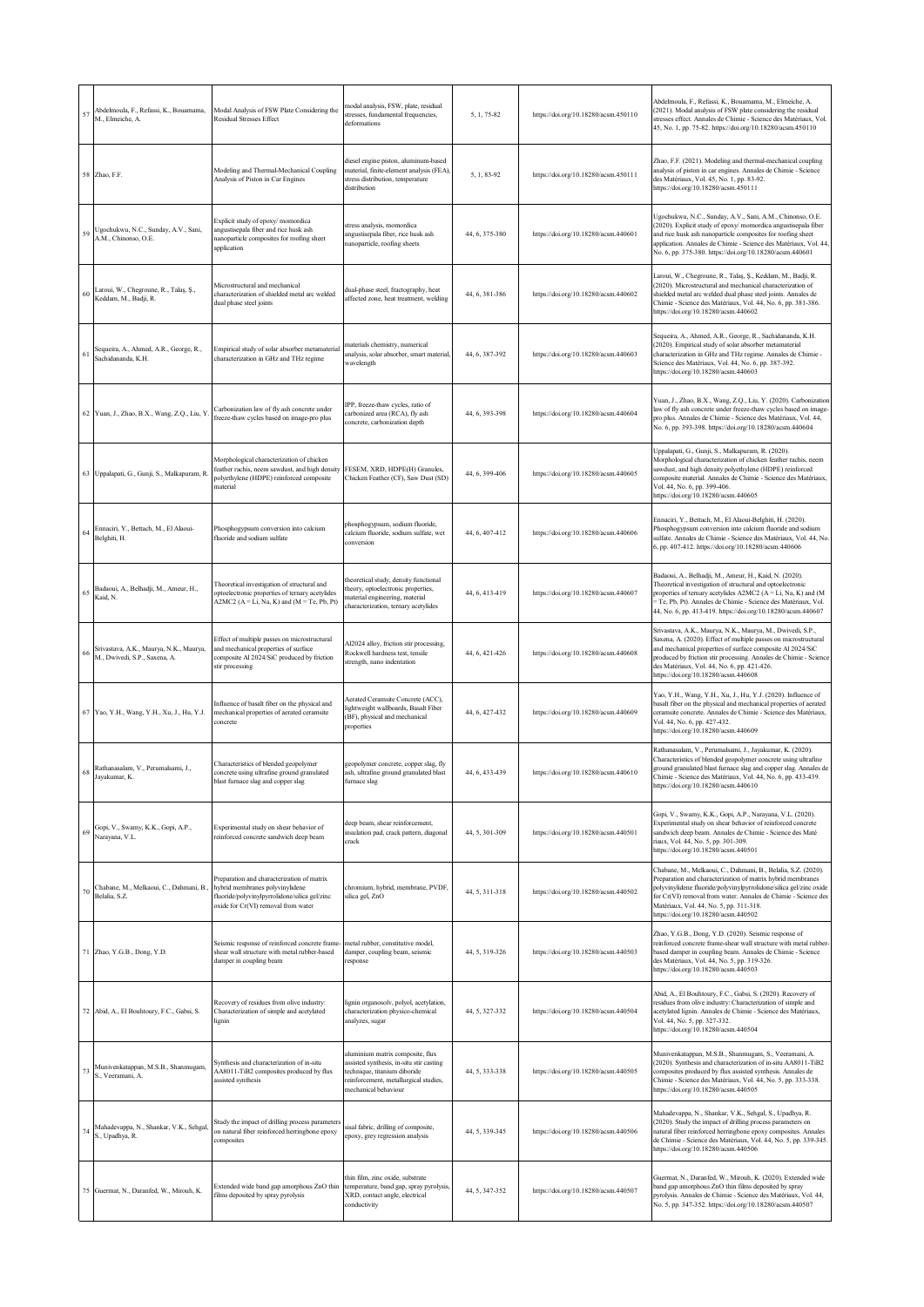| 57 | Abdelmoula, F., Refassi, K., Bouamama, M., Elmeiche, A. | Modal Analysis of FSW Plate Considering the Residual Stresses Effect | modal analysis, FSW, plate, residual stresses, fundamental frequencies, deformations | 5, 1, 75-82 | https://doi.org/10.18280/acsm.450110 | Abdelmoula, F., Refassi, K., Bouamama, M., Elmeiche, A. (2021). Modal analysis of FSW plate considering the residual stresses effect. Annales de Chimie - Science des Matériaux, Vol. 45, No. 1, pp. 75-82. https://doi.org/10.18280/acsm.450110 |
|---|---|---|---|---|---|---|
| 58 | Zhao, F.F. | Modeling and Thermal-Mechanical Coupling Analysis of Piston in Car Engines | diesel engine piston, aluminum-based material, finite-element analysis (FEA), stress distribution, temperature distribution | 5, 1, 83-92 | https://doi.org/10.18280/acsm.450111 | Zhao, F.F. (2021). Modeling and thermal-mechanical coupling analysis of piston in car engines. Annales de Chimie - Science des Matériaux, Vol. 45, No. 1, pp. 83-92. https://doi.org/10.18280/acsm.450111 |
| 59 | Ugochukwu, N.C., Sunday, A.V., Sani, A.M., Chinonso, O.E. | Explicit study of epoxy/ momordica angustisepala fiber and rice husk ash nanoparticle composites for roofing sheet application | stress analysis, momordica angustisepala fiber, rice husk ash nanoparticle, roofing sheets | 44, 6, 375-380 | https://doi.org/10.18280/acsm.440601 | Ugochukwu, N.C., Sunday, A.V., Sani, A.M., Chinonso, O.E. (2020). Explicit study of epoxy/ momordica angustisepala fiber and rice husk ash nanoparticle composites for roofing sheet application. Annales de Chimie - Science des Matériaux, Vol. 44, No. 6, pp. 375-380. https://doi.org/10.18280/acsm.440601 |
| 60 | Laroui, W., Chegroune, R., Talaş, Ş., Keddam, M., Badji, R. | Microstructural and mechanical characterization of shielded metal arc welded dual phase steel joints | dual-phase steel, fractography, heat affected zone, heat treatment, welding | 44, 6, 381-386 | https://doi.org/10.18280/acsm.440602 | Laroui, W., Chegroune, R., Talaş, Ş., Keddam, M., Badji, R. (2020). Microstructural and mechanical characterization of shielded metal arc welded dual phase steel joints. Annales de Chimie - Science des Matériaux, Vol. 44, No. 6, pp. 381-386. https://doi.org/10.18280/acsm.440602 |
| 61 | Sequeira, A., Ahmed, A.R., George, R., Sachidananda, K.H. | Empirical study of solar absorber metamaterial characterization in GHz and THz regime | materials chemistry, numerical analysis, solar absorber, smart material, wavelength | 44, 6, 387-392 | https://doi.org/10.18280/acsm.440603 | Sequeira, A., Ahmed, A.R., George, R., Sachidananda, K.H. (2020). Empirical study of solar absorber metamaterial characterization in GHz and THz regime. Annales de Chimie - Science des Matériaux, Vol. 44, No. 6, pp. 387-392. https://doi.org/10.18280/acsm.440603 |
| 62 | Yuan, J., Zhao, B.X., Wang, Z.Q., Liu, Y. | Carbonization law of fly ash concrete under freeze-thaw cycles based on image-pro plus | IPP, freeze-thaw cycles, ratio of carbonized area (RCA), fly ash concrete, carbonization depth | 44, 6, 393-398 | https://doi.org/10.18280/acsm.440604 | Yuan, J., Zhao, B.X., Wang, Z.Q., Liu, Y. (2020). Carbonization law of fly ash concrete under freeze-thaw cycles based on image-pro plus. Annales de Chimie - Science des Matériaux, Vol. 44, No. 6, pp. 393-398. https://doi.org/10.18280/acsm.440604 |
| 63 | Uppalapati, G., Gunji, S., Malkapuram, R. | Morphological characterization of chicken feather rachis, neem sawdust, and high density polyethylene (HDPE) reinforced composite material | FESEM, XRD, HDPE(H) Granules, Chicken Feather (CF), Saw Dust (SD) | 44, 6, 399-406 | https://doi.org/10.18280/acsm.440605 | Uppalapati, G., Gunji, S., Malkapuram, R. (2020). Morphological characterization of chicken feather rachis, neem sawdust, and high density polyethylene (HDPE) reinforced composite material. Annales de Chimie - Science des Matériaux, Vol. 44, No. 6, pp. 399-406. https://doi.org/10.18280/acsm.440605 |
| 64 | Ennaciri, Y., Bettach, M., El Alaoui-Belghiti, H. | Phosphogypsum conversion into calcium fluoride and sodium sulfate | phosphogypsum, sodium fluoride, calcium fluoride, sodium sulfate, wet conversion | 44, 6, 407-412 | https://doi.org/10.18280/acsm.440606 | Ennaciri, Y., Bettach, M., El Alaoui-Belghiti, H. (2020). Phosphogypsum conversion into calcium fluoride and sodium sulfate. Annales de Chimie - Science des Matériaux, Vol. 44, No. 6, pp. 407-412. https://doi.org/10.18280/acsm.440606 |
| 65 | Badaoui, A., Belhadji, M., Ameur, H., Kaid, N. | Theoretical investigation of structural and optoelectronic properties of ternary acetylides A2MC2 (A = Li, Na, K) and (M = Te, Pb, Pt) | theoretical study, density functional theory, optoelectronic properties, material engineering, material characterization, ternary acetylides | 44, 6, 413-419 | https://doi.org/10.18280/acsm.440607 | Badaoui, A., Belhadji, M., Ameur, H., Kaid, N. (2020). Theoretical investigation of structural and optoelectronic properties of ternary acetylides A2MC2 (A = Li, Na, K) and (M = Te, Pb, Pt). Annales de Chimie - Science des Matériaux, Vol. 44, No. 6, pp. 413-419. https://doi.org/10.18280/acsm.440607 |
| 66 | Srivastava, A.K., Maurya, N.K., Maurya, M., Dwivedi, S.P., Saxena, A. | Effect of multiple passes on microstructural and mechanical properties of surface composite Al 2024/SiC produced by friction stir processing | Al2024 alloy, friction stir processing, Rockwell hardness test, tensile strength, nano indentation | 44, 6, 421-426 | https://doi.org/10.18280/acsm.440608 | Srivastava, A.K., Maurya, N.K., Maurya, M., Dwivedi, S.P., Saxena, A. (2020). Effect of multiple passes on microstructural and mechanical properties of surface composite Al 2024/SiC produced by friction stir processing. Annales de Chimie - Science des Matériaux, Vol. 44, No. 6, pp. 421-426. https://doi.org/10.18280/acsm.440608 |
| 67 | Yao, Y.H., Wang, Y.H., Xu, J., Hu, Y.J. | Influence of basalt fiber on the physical and mechanical properties of aerated ceramsite concrete | Aerated Ceramsite Concrete (ACC), lightweight wallboards, Basalt Fiber (BF), physical and mechanical properties | 44, 6, 427-432 | https://doi.org/10.18280/acsm.440609 | Yao, Y.H., Wang, Y.H., Xu, J., Hu, Y.J. (2020). Influence of basalt fiber on the physical and mechanical properties of aerated ceramsite concrete. Annales de Chimie - Science des Matériaux, Vol. 44, No. 6, pp. 427-432. https://doi.org/10.18280/acsm.440609 |
| 68 | Rathanasalam, V., Perumalsami, J., Jayakumar, K. | Characteristics of blended geopolymer concrete using ultrafine ground granulated blast furnace slag and copper slag | geopolymer concrete, copper slag, fly ash, ultrafine ground granulated blast furnace slag | 44, 6, 433-439 | https://doi.org/10.18280/acsm.440610 | Rathanasalam, V., Perumalsami, J., Jayakumar, K. (2020). Characteristics of blended geopolymer concrete using ultrafine ground granulated blast furnace slag and copper slag. Annales de Chimie - Science des Matériaux, Vol. 44, No. 6, pp. 433-439. https://doi.org/10.18280/acsm.440610 |
| 69 | Gopi, V., Swamy, K.K., Gopi, A.P., Narayana, V.L. | Experimental study on shear behavior of reinforced concrete sandwich deep beam | deep beam, shear reinforcement, insulation pad, crack pattern, diagonal crack | 44, 5, 301-309 | https://doi.org/10.18280/acsm.440501 | Gopi, V., Swamy, K.K., Gopi, A.P., Narayana, V.L. (2020). Experimental study on shear behavior of reinforced concrete sandwich deep beam. Annales de Chimie - Science des Maté riaux, Vol. 44, No. 5, pp. 301-309. https://doi.org/10.18280/acsm.440501 |
| 70 | Chabane, M., Melkaoui, C., Dahmani, B., Belalia, S.Z. | Preparation and characterization of matrix hybrid membranes polyvinylidene fluoride/polyvinylpyrrolidone/silica gel/zinc oxide for Cr(VI) removal from water | chromium, hybrid, membrane, PVDF, silica gel, ZnO | 44, 5, 311-318 | https://doi.org/10.18280/acsm.440502 | Chabane, M., Melkaoui, C., Dahmani, B., Belalia, S.Z. (2020). Preparation and characterization of matrix hybrid membranes polyvinylidene fluoride/polyvinylpyrrolidone/silica gel/zinc oxide for Cr(VI) removal from water. Annales de Chimie - Science des Matériaux, Vol. 44, No. 5, pp. 311-318. https://doi.org/10.18280/acsm.440502 |
| 71 | Zhao, Y.G.B., Dong, Y.D. | Seismic response of reinforced concrete frame-shear wall structure with metal rubber-based damper in coupling beam | metal rubber, constitutive model, damper, coupling beam, seismic response | 44, 5, 319-326 | https://doi.org/10.18280/acsm.440503 | Zhao, Y.G.B., Dong, Y.D. (2020). Seismic response of reinforced concrete frame-shear wall structure with metal rubber-based damper in coupling beam. Annales de Chimie - Science des Matériaux, Vol. 44, No. 5, pp. 319-326. https://doi.org/10.18280/acsm.440503 |
| 72 | Abid, A., El Bouhtoury, F.C., Gabsi, S. | Recovery of residues from olive industry: Characterization of simple and acetylated lignin | lignin organosolv, polyol, acetylation, characterization physico-chemical analyzes, sugar | 44, 5, 327-332 | https://doi.org/10.18280/acsm.440504 | Abid, A., El Bouhtoury, F.C., Gabsi, S. (2020). Recovery of residues from olive industry: Characterization of simple and acetylated lignin. Annales de Chimie - Science des Matériaux, Vol. 44, No. 5, pp. 327-332. https://doi.org/10.18280/acsm.440504 |
| 73 | Munivenkatappan, M.S.B., Shanmugam, S., Veeramani, A. | Synthesis and characterization of in-situ AA8011-TiB2 composites produced by flux assisted synthesis | aluminium matrix composite, flux assisted synthesis, in-situ stir casting technique, titanium diboride reinforcement, metallurgical studies, mechanical behaviour | 44, 5, 333-338 | https://doi.org/10.18280/acsm.440505 | Munivenkatappan, M.S.B., Shanmugam, S., Veeramani, A. (2020). Synthesis and characterization of in-situ AA8011-TiB2 composites produced by flux assisted synthesis. Annales de Chimie - Science des Matériaux, Vol. 44, No. 5, pp. 333-338. https://doi.org/10.18280/acsm.440505 |
| 74 | Mahadevappa, N., Shankar, V.K., Sehgal, S., Upadhya, R. | Study the impact of drilling process parameters on natural fiber reinforced herringbone epoxy composites | sisal fabric, drilling of composite, epoxy, grey regression analysis | 44, 5, 339-345 | https://doi.org/10.18280/acsm.440506 | Mahadevappa, N., Shankar, V.K., Sehgal, S., Upadhya, R. (2020). Study the impact of drilling process parameters on natural fiber reinforced herringbone epoxy composites. Annales de Chimie - Science des Matériaux, Vol. 44, No. 5, pp. 339-345. https://doi.org/10.18280/acsm.440506 |
| 75 | Guermat, N., Daranfed, W., Mirouh, K. | Extended wide band gap amorphous ZnO thin films deposited by spray pyrolysis | thin film, zinc oxide, substrate temperature, band gap, spray pyrolysis, XRD, contact angle, electrical conductivity | 44, 5, 347-352 | https://doi.org/10.18280/acsm.440507 | Guermat, N., Daranfed, W., Mirouh, K. (2020). Extended wide band gap amorphous ZnO thin films deposited by spray pyrolysis. Annales de Chimie - Science des Matériaux, Vol. 44, No. 5, pp. 347-352. https://doi.org/10.18280/acsm.440507 |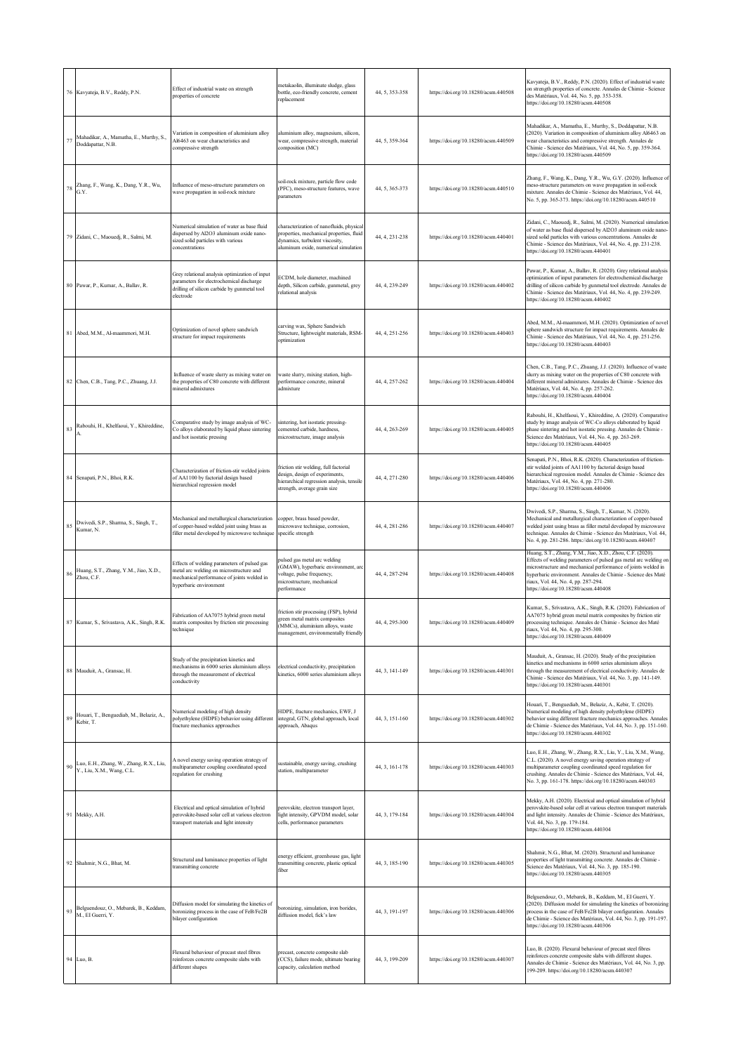| | | | | | | |
|---|---|---|---|---|---|---|
| 76 | Kavyateja, B.V., Reddy, P.N. | Effect of industrial waste on strength properties of concrete | metakaolin, illuminate sludge, glass bottle, eco-friendly concrete, cement replacement | 44, 5, 353-358 | https://doi.org/10.18280/acsm.440508 | Kavyateja, B.V., Reddy, P.N. (2020). Effect of industrial waste on strength properties of concrete. Annales de Chimie - Science des Matériaux, Vol. 44, No. 5, pp. 353-358. https://doi.org/10.18280/acsm.440508 |
| 77 | Mahadikar, A., Mamatha, E., Murthy, S., Doddapattar, N.B. | Variation in composition of aluminium alloy Al6463 on wear characteristics and compressive strength | aluminium alloy, magnesium, silicon, wear, compressive strength, material composition (MC) | 44, 5, 359-364 | https://doi.org/10.18280/acsm.440509 | Mahadikar, A., Mamatha, E., Murthy, S., Doddapattar, N.B. (2020). Variation in composition of aluminium alloy Al6463 on wear characteristics and compressive strength. Annales de Chimie - Science des Matériaux, Vol. 44, No. 5, pp. 359-364. https://doi.org/10.18280/acsm.440509 |
| 78 | Zhang, F., Wang, K., Dang, Y.R., Wu, G.Y. | Influence of meso-structure parameters on wave propagation in soil-rock mixture | soil-rock mixture, particle flow code (PFC), meso-structure features, wave parameters | 44, 5, 365-373 | https://doi.org/10.18280/acsm.440510 | Zhang, F., Wang, K., Dang, Y.R., Wu, G.Y. (2020). Influence of meso-structure parameters on wave propagation in soil-rock mixture. Annales de Chimie - Science des Matériaux, Vol. 44, No. 5, pp. 365-373. https://doi.org/10.18280/acsm.440510 |
| 79 | Zidani, C., Maouedj, R., Salmi, M. | Numerical simulation of water as base fluid dispersed by Al2O3 aluminum oxide nano-sized solid particles with various concentrations | characterization of nanofluids, physical properties, mechanical properties, fluid dynamics, turbulent viscosity, aluminum oxide, numerical simulation | 44, 4, 231-238 | https://doi.org/10.18280/acsm.440401 | Zidani, C., Maouedj, R., Salmi, M. (2020). Numerical simulation of water as base fluid dispersed by Al2O3 aluminum oxide nano-sized solid particles with various concentrations. Annales de Chimie - Science des Matériaux, Vol. 44, No. 4, pp. 231-238. https://doi.org/10.18280/acsm.440401 |
| 80 | Pawar, P., Kumar, A., Ballav, R. | Grey relational analysis optimization of input parameters for electrochemical discharge drilling of silicon carbide by gunmetal tool electrode | ECDM, hole diameter, machined depth, Silicon carbide, gunmetal, grey relational analysis | 44, 4, 239-249 | https://doi.org/10.18280/acsm.440402 | Pawar, P., Kumar, A., Ballav, R. (2020). Grey relational analysis optimization of input parameters for electrochemical discharge drilling of silicon carbide by gunmetal tool electrode. Annales de Chimie - Science des Matériaux, Vol. 44, No. 4, pp. 239-249. https://doi.org/10.18280/acsm.440402 |
| 81 | Abed, M.M., Al-maammori, M.H. | Optimization of novel sphere sandwich structure for impact requirements | carving wax, Sphere Sandwich Structure, lightweight materials, RSM-optimization | 44, 4, 251-256 | https://doi.org/10.18280/acsm.440403 | Abed, M.M., Al-maammori, M.H. (2020). Optimization of novel sphere sandwich structure for impact requirements. Annales de Chimie - Science des Matériaux, Vol. 44, No. 4, pp. 251-256. https://doi.org/10.18280/acsm.440403 |
| 82 | Chen, C.B., Tang, P.C., Zhuang, J.J. | Influence of waste slurry as mixing water on the properties of C80 concrete with different mineral admixtures | waste slurry, mixing station, high-performance concrete, mineral admixture | 44, 4, 257-262 | https://doi.org/10.18280/acsm.440404 | Chen, C.B., Tang, P.C., Zhuang, J.J. (2020). Influence of waste slurry as mixing water on the properties of C80 concrete with different mineral admixtures. Annales de Chimie - Science des Matériaux, Vol. 44, No. 4, pp. 257-262. https://doi.org/10.18280/acsm.440404 |
| 83 | Rabouhi, H., Khelfaoui, Y., Khireddine, A. | Comparative study by image analysis of WC-Co alloys elaborated by liquid phase sintering and hot isostatic pressing | sintering, hot isostatic pressing-cemented carbide, hardness, microstructure, image analysis | 44, 4, 263-269 | https://doi.org/10.18280/acsm.440405 | Rabouhi, H., Khelfaoui, Y., Khireddine, A. (2020). Comparative study by image analysis of WC-Co alloys elaborated by liquid phase sintering and hot isostatic pressing. Annales de Chimie - Science des Matériaux, Vol. 44, No. 4, pp. 263-269. https://doi.org/10.18280/acsm.440405 |
| 84 | Senapati, P.N., Bhoi, R.K. | Characterization of friction-stir welded joints of AA1100 by factorial design based hierarchical regression model | friction stir welding, full factorial design, design of experiments, hierarchical regression analysis, tensile strength, average grain size | 44, 4, 271-280 | https://doi.org/10.18280/acsm.440406 | Senapati, P.N., Bhoi, R.K. (2020). Characterization of friction-stir welded joints of AA1100 by factorial design based hierarchical regression model. Annales de Chimie - Science des Matériaux, Vol. 44, No. 4, pp. 271-280. https://doi.org/10.18280/acsm.440406 |
| 85 | Dwivedi, S.P., Sharma, S., Singh, T., Kumar, N. | Mechanical and metallurgical characterization of copper-based welded joint using brass as filler metal developed by microwave technique | copper, brass based powder, microwave technique, corrosion, specific strength | 44, 4, 281-286 | https://doi.org/10.18280/acsm.440407 | Dwivedi, S.P., Sharma, S., Singh, T., Kumar, N. (2020). Mechanical and metallurgical characterization of copper-based welded joint using brass as filler metal developed by microwave technique. Annales de Chimie - Science des Matériaux, Vol. 44, No. 4, pp. 281-286. https://doi.org/10.18280/acsm.440407 |
| 86 | Huang, S.T., Zhang, Y.M., Jiao, X.D., Zhou, C.F. | Effects of welding parameters of pulsed gas metal arc welding on microstructure and mechanical performance of joints welded in hyperbaric environment | pulsed gas metal arc welding (GMAW), hyperbaric environment, arc voltage, pulse frequency, microstructure, mechanical performance | 44, 4, 287-294 | https://doi.org/10.18280/acsm.440408 | Huang, S.T., Zhang, Y.M., Jiao, X.D., Zhou, C.F. (2020). Effects of welding parameters of pulsed gas metal arc welding on microstructure and mechanical performance of joints welded in hyperbaric environment. Annales de Chimie - Science des Maté riaux, Vol. 44, No. 4, pp. 287-294. https://doi.org/10.18280/acsm.440408 |
| 87 | Kumar, S., Srivastava, A.K., Singh, R.K. | Fabrication of AA7075 hybrid green metal matrix composites by friction stir processing technique | friction stir processing (FSP), hybrid green metal matrix composites (MMCs), aluminium alloys, waste management, environmentally friendly | 44, 4, 295-300 | https://doi.org/10.18280/acsm.440409 | Kumar, S., Srivastava, A.K., Singh, R.K. (2020). Fabrication of AA7075 hybrid green metal matrix composites by friction stir processing technique. Annales de Chimie - Science des Maté riaux, Vol. 44, No. 4, pp. 295-300. https://doi.org/10.18280/acsm.440409 |
| 88 | Mauduit, A., Gransac, H. | Study of the precipitation kinetics and mechanisms in 6000 series aluminium alloys through the measurement of electrical conductivity | electrical conductivity, precipitation kinetics, 6000 series aluminium alloys | 44, 3, 141-149 | https://doi.org/10.18280/acsm.440301 | Mauduit, A., Gransac, H. (2020). Study of the precipitation kinetics and mechanisms in 6000 series aluminium alloys through the measurement of electrical conductivity. Annales de Chimie - Science des Matériaux, Vol. 44, No. 3, pp. 141-149. https://doi.org/10.18280/acsm.440301 |
| 89 | Houari, T., Benguediab, M., Belaziz, A., Kebir, T. | Numerical modeling of high density polyethylene (HDPE) behavior using different fracture mechanics approaches | HDPE, fracture mechanics, EWF, J integral, GTN, global approach, local approach, Abaqus | 44, 3, 151-160 | https://doi.org/10.18280/acsm.440302 | Houari, T., Benguediab, M., Belaziz, A., Kebir, T. (2020). Numerical modeling of high density polyethylene (HDPE) behavior using different fracture mechanics approaches. Annales de Chimie - Science des Matériaux, Vol. 44, No. 3, pp. 151-160. https://doi.org/10.18280/acsm.440302 |
| 90 | Luo, E.H., Zhang, W., Zhang, R.X., Liu, Y., Liu, X.M., Wang, C.L. | A novel energy saving operation strategy of multiparameter coupling coordinated speed regulation for crushing | sustainable, energy saving, crushing station, multiparameter | 44, 3, 161-178 | https://doi.org/10.18280/acsm.440303 | Luo, E.H., Zhang, W., Zhang, R.X., Liu, Y., Liu, X.M., Wang, C.L. (2020). A novel energy saving operation strategy of multiparameter coupling coordinated speed regulation for crushing. Annales de Chimie - Science des Matériaux, Vol. 44, No. 3, pp. 161-178. https://doi.org/10.18280/acsm.440303 |
| 91 | Mekky, A.H. | Electrical and optical simulation of hybrid perovskite-based solar cell at various electron transport materials and light intensity | perovskite, electron transport layer, light intensity, GPVDM model, solar cells, performance parameters | 44, 3, 179-184 | https://doi.org/10.18280/acsm.440304 | Mekky, A.H. (2020). Electrical and optical simulation of hybrid perovskite-based solar cell at various electron transport materials and light intensity. Annales de Chimie - Science des Matériaux, Vol. 44, No. 3, pp. 179-184. https://doi.org/10.18280/acsm.440304 |
| 92 | Shahmir, N.G., Bhat, M. | Structural and luminance properties of light transmitting concrete | energy efficient, greenhouse gas, light transmitting concrete, plastic optical fiber | 44, 3, 185-190 | https://doi.org/10.18280/acsm.440305 | Shahmir, N.G., Bhat, M. (2020). Structural and luminance properties of light transmitting concrete. Annales de Chimie - Science des Matériaux, Vol. 44, No. 3, pp. 185-190. https://doi.org/10.18280/acsm.440305 |
| 93 | Belguendouz, O., Mebarek, B., Keddam, M., El Guerri, Y. | Diffusion model for simulating the kinetics of boronizing process in the case of FeB/Fe2B bilayer configuration | boronizing, simulation, iron borides, diffusion model, fick's law | 44, 3, 191-197 | https://doi.org/10.18280/acsm.440306 | Belguendouz, O., Mebarek, B., Keddam, M., El Guerri, Y. (2020). Diffusion model for simulating the kinetics of boronizing process in the case of FeB/Fe2B bilayer configuration. Annales de Chimie - Science des Matériaux, Vol. 44, No. 3, pp. 191-197. https://doi.org/10.18280/acsm.440306 |
| 94 | Luo, B. | Flexural behaviour of precast steel fibres reinforces concrete composite slabs with different shapes | precast, concrete composite slab (CCS), failure mode, ultimate bearing capacity, calculation method | 44, 3, 199-209 | https://doi.org/10.18280/acsm.440307 | Luo, B. (2020). Flexural behaviour of precast steel fibres reinforces concrete composite slabs with different shapes. Annales de Chimie - Science des Matériaux, Vol. 44, No. 3, pp. 199-209. https://doi.org/10.18280/acsm.440307 |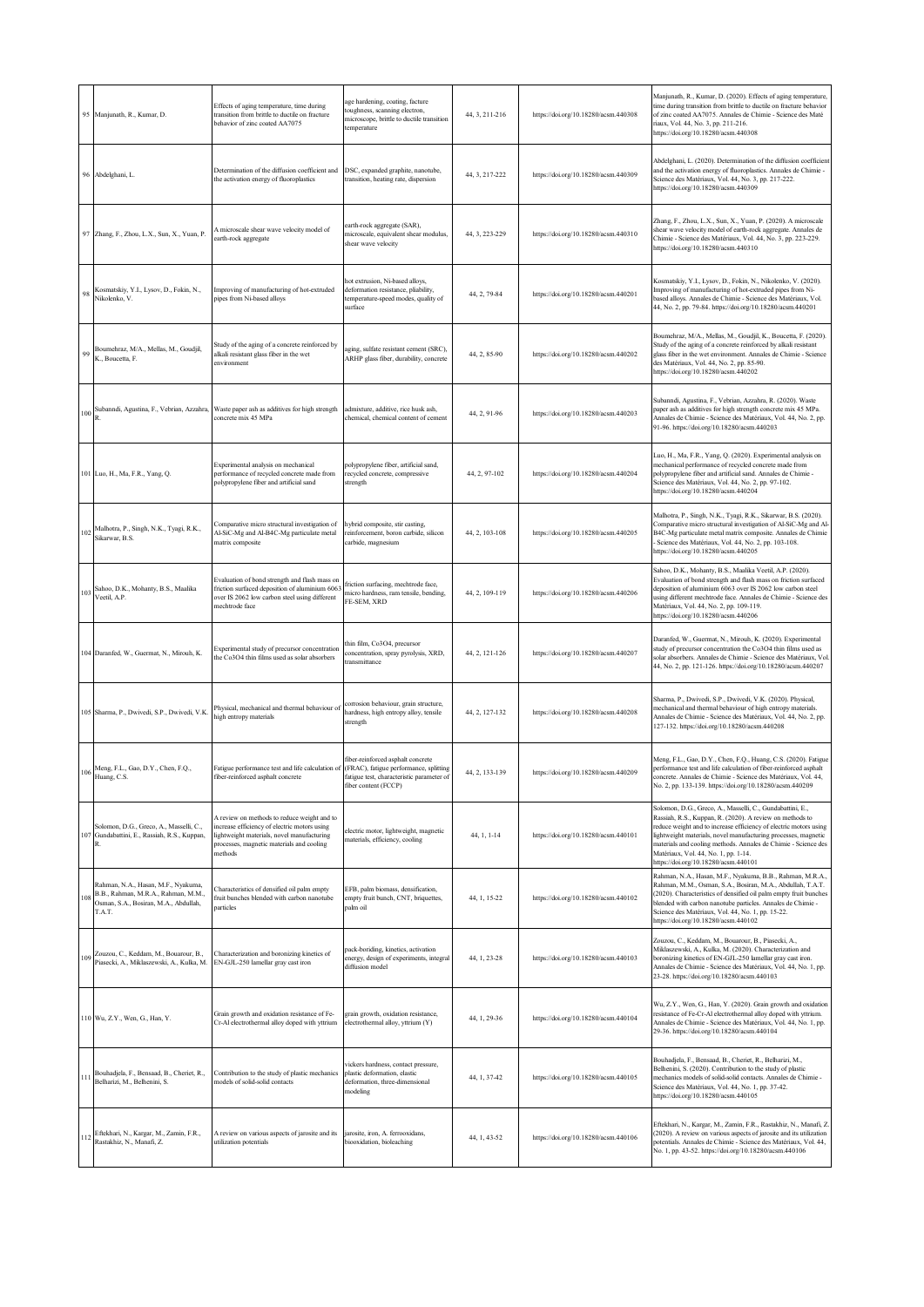| 95 | Manjunath, R., Kumar, D. | Effects of aging temperature, time during transition from brittle to ductile on fracture behavior of zinc coated AA7075 | age hardening, coating, facture toughness, scanning electron, microscope, brittle to ductile transition temperature | 44, 3, 211-216 | https://doi.org/10.18280/acsm.440308 | Manjunath, R., Kumar, D. (2020). Effects of aging temperature, time during transition from brittle to ductile on fracture behavior of zinc coated AA7075. Annales de Chimie - Science des Maté riaux, Vol. 44, No. 3, pp. 211-216. https://doi.org/10.18280/acsm.440308 |
|---|---|---|---|---|---|---|
| 96 | Abdelghani, L. | Determination of the diffusion coefficient and the activation energy of fluoroplastics | DSC, expanded graphite, nanotube, transition, heating rate, dispersion | 44, 3, 217-222 | https://doi.org/10.18280/acsm.440309 | Abdelghani, L. (2020). Determination of the diffusion coefficient and the activation energy of fluoroplastics. Annales de Chimie - Science des Matériaux, Vol. 44, No. 3, pp. 217-222. https://doi.org/10.18280/acsm.440309 |
| 97 | Zhang, F., Zhou, L.X., Sun, X., Yuan, P. | A microscale shear wave velocity model of earth-rock aggregate | earth-rock aggregate (SAR), microscale, equivalent shear modulus, shear wave velocity | 44, 3, 223-229 | https://doi.org/10.18280/acsm.440310 | Zhang, F., Zhou, L.X., Sun, X., Yuan, P. (2020). A microscale shear wave velocity model of earth-rock aggregate. Annales de Chimie - Science des Matériaux, Vol. 44, No. 3, pp. 223-229. https://doi.org/10.18280/acsm.440310 |
| 98 | Kosmatskiy, Y.I., Lysov, D., Fokin, N., Nikolenko, V. | Improving of manufacturing of hot-extruded pipes from Ni-based alloys | hot extrusion, Ni-based alloys, deformation resistance, pliability, temperature-speed modes, quality of surface | 44, 2, 79-84 | https://doi.org/10.18280/acsm.440201 | Kosmatskiy, Y.I., Lysov, D., Fokin, N., Nikolenko, V. (2020). Improving of manufacturing of hot-extruded pipes from Ni-based alloys. Annales de Chimie - Science des Matériaux, Vol. 44, No. 2, pp. 79-84. https://doi.org/10.18280/acsm.440201 |
| 99 | Boumehraz, M/A., Mellas, M., Goudjil, K., Boucetta, F. | Study of the aging of a concrete reinforced by alkali resistant glass fiber in the wet environment | aging, sulfate resistant cement (SRC), ARHP glass fiber, durability, concrete | 44, 2, 85-90 | https://doi.org/10.18280/acsm.440202 | Boumehraz, M/A., Mellas, M., Goudjil, K., Boucetta, F. (2020). Study of the aging of a concrete reinforced by alkali resistant glass fiber in the wet environment. Annales de Chimie - Science des Matériaux, Vol. 44, No. 2, pp. 85-90. https://doi.org/10.18280/acsm.440202 |
| 100 | Subanndi, Agustina, F., Vebrian, Azzahra, R. | Waste paper ash as additives for high strength concrete mix 45 MPa | admixture, additive, rice husk ash, chemical, chemical content of cement | 44, 2, 91-96 | https://doi.org/10.18280/acsm.440203 | Subanndi, Agustina, F., Vebrian, Azzahra, R. (2020). Waste paper ash as additives for high strength concrete mix 45 MPa. Annales de Chimie - Science des Matériaux, Vol. 44, No. 2, pp. 91-96. https://doi.org/10.18280/acsm.440203 |
| 101 | Luo, H., Ma, F.R., Yang, Q. | Experimental analysis on mechanical performance of recycled concrete made from polypropylene fiber and artificial sand | polypropylene fiber, artificial sand, recycled concrete, compressive strength | 44, 2, 97-102 | https://doi.org/10.18280/acsm.440204 | Luo, H., Ma, F.R., Yang, Q. (2020). Experimental analysis on mechanical performance of recycled concrete made from polypropylene fiber and artificial sand. Annales de Chimie - Science des Matériaux, Vol. 44, No. 2, pp. 97-102. https://doi.org/10.18280/acsm.440204 |
| 102 | Malhotra, P., Singh, N.K., Tyagi, R.K., Sikarwar, B.S. | Comparative micro structural investigation of Al-SiC-Mg and Al-B4C-Mg particulate metal matrix composite | hybrid composite, stir casting, reinforcement, boron carbide, silicon carbide, magnesium | 44, 2, 103-108 | https://doi.org/10.18280/acsm.440205 | Malhotra, P., Singh, N.K., Tyagi, R.K., Sikarwar, B.S. (2020). Comparative micro structural investigation of Al-SiC-Mg and Al-B4C-Mg particulate metal matrix composite. Annales de Chimie - Science des Matériaux, Vol. 44, No. 2, pp. 103-108. https://doi.org/10.18280/acsm.440205 |
| 103 | Sahoo, D.K., Mohanty, B.S., Maalika Veetil, A.P. | Evaluation of bond strength and flash mass on friction surfaced deposition of aluminium 6063 over IS 2062 low carbon steel using different mechtrode face | friction surfacing, mechtrode face, micro hardness, ram tensile, bending, FE-SEM, XRD | 44, 2, 109-119 | https://doi.org/10.18280/acsm.440206 | Sahoo, D.K., Mohanty, B.S., Maalika Veetil, A.P. (2020). Evaluation of bond strength and flash mass on friction surfaced deposition of aluminium 6063 over IS 2062 low carbon steel using different mechtrode face. Annales de Chimie - Science des Matériaux, Vol. 44, No. 2, pp. 109-119. https://doi.org/10.18280/acsm.440206 |
| 104 | Daranfed, W., Guermat, N., Mirouh, K. | Experimental study of precursor concentration the Co3O4 thin films used as solar absorbers | thin film, Co3O4, precursor concentration, spray pyrolysis, XRD, transmittance | 44, 2, 121-126 | https://doi.org/10.18280/acsm.440207 | Daranfed, W., Guermat, N., Mirouh, K. (2020). Experimental study of precursor concentration the Co3O4 thin films used as solar absorbers. Annales de Chimie - Science des Matériaux, Vol. 44, No. 2, pp. 121-126. https://doi.org/10.18280/acsm.440207 |
| 105 | Sharma, P., Dwivedi, S.P., Dwivedi, V.K. | Physical, mechanical and thermal behaviour of high entropy materials | corrosion behaviour, grain structure, hardness, high entropy alloy, tensile strength | 44, 2, 127-132 | https://doi.org/10.18280/acsm.440208 | Sharma, P., Dwivedi, S.P., Dwivedi, V.K. (2020). Physical, mechanical and thermal behaviour of high entropy materials. Annales de Chimie - Science des Matériaux, Vol. 44, No. 2, pp. 127-132. https://doi.org/10.18280/acsm.440208 |
| 106 | Meng, F.L., Gao, D.Y., Chen, F.Q., Huang, C.S. | Fatigue performance test and life calculation of fiber-reinforced asphalt concrete | fiber-reinforced asphalt concrete (FRAC), fatigue performance, splitting fatigue test, characteristic parameter of fiber content (FCCP) | 44, 2, 133-139 | https://doi.org/10.18280/acsm.440209 | Meng, F.L., Gao, D.Y., Chen, F.Q., Huang, C.S. (2020). Fatigue performance test and life calculation of fiber-reinforced asphalt concrete. Annales de Chimie - Science des Matériaux, Vol. 44, No. 2, pp. 133-139. https://doi.org/10.18280/acsm.440209 |
| 107 | Solomon, D.G., Greco, A., Masselli, C., Gundabattini, E., Rassiah, R.S., Kuppan, R. | A review on methods to reduce weight and to increase efficiency of electric motors using lightweight materials, novel manufacturing processes, magnetic materials and cooling methods | electric motor, lightweight, magnetic materials, efficiency, cooling | 44, 1, 1-14 | https://doi.org/10.18280/acsm.440101 | Solomon, D.G., Greco, A., Masselli, C., Gundabattini, E., Rassiah, R.S., Kuppan, R. (2020). A review on methods to reduce weight and to increase efficiency of electric motors using lightweight materials, novel manufacturing processes, magnetic materials and cooling methods. Annales de Chimie - Science des Matériaux, Vol. 44, No. 1, pp. 1-14. https://doi.org/10.18280/acsm.440101 |
| 108 | Rahman, N.A., Hasan, M.F., Nyakuma, B.B., Rahman, M.R.A., Rahman, M.M., Osman, S.A., Bosiran, M.A., Abdullah, T.A.T. | Characteristics of densified oil palm empty fruit bunches blended with carbon nanotube particles | EFB, palm biomass, densification, empty fruit bunch, CNT, briquettes, palm oil | 44, 1, 15-22 | https://doi.org/10.18280/acsm.440102 | Rahman, N.A., Hasan, M.F., Nyakuma, B.B., Rahman, M.R.A., Rahman, M.M., Osman, S.A., Bosiran, M.A., Abdullah, T.A.T. (2020). Characteristics of densified oil palm empty fruit bunches blended with carbon nanotube particles. Annales de Chimie - Science des Matériaux, Vol. 44, No. 1, pp. 15-22. https://doi.org/10.18280/acsm.440102 |
| 109 | Zouzou, C., Keddam, M., Bouarour, B., Piasecki, A., Miklaszewski, A., Kulka, M. | Characterization and boronizing kinetics of EN-GJL-250 lamellar gray cast iron | pack-boriding, kinetics, activation energy, design of experiments, integral diffusion model | 44, 1, 23-28 | https://doi.org/10.18280/acsm.440103 | Zouzou, C., Keddam, M., Bouarour, B., Piasecki, A., Miklaszewski, A., Kulka, M. (2020). Characterization and boronizing kinetics of EN-GJL-250 lamellar gray cast iron. Annales de Chimie - Science des Matériaux, Vol. 44, No. 1, pp. 23-28. https://doi.org/10.18280/acsm.440103 |
| 110 | Wu, Z.Y., Wen, G., Han, Y. | Grain growth and oxidation resistance of Fe-Cr-Al electrothermal alloy doped with yttrium | grain growth, oxidation resistance, electrothermal alloy, yttrium (Y) | 44, 1, 29-36 | https://doi.org/10.18280/acsm.440104 | Wu, Z.Y., Wen, G., Han, Y. (2020). Grain growth and oxidation resistance of Fe-Cr-Al electrothermal alloy doped with yttrium. Annales de Chimie - Science des Matériaux, Vol. 44, No. 1, pp. 29-36. https://doi.org/10.18280/acsm.440104 |
| 111 | Bouhadjela, F., Bensaad, B., Cheriet, R., Belharizi, M., Belhenini, S. | Contribution to the study of plastic mechanics models of solid-solid contacts | vickers hardness, contact pressure, plastic deformation, elastic deformation, three-dimensional modeling | 44, 1, 37-42 | https://doi.org/10.18280/acsm.440105 | Bouhadjela, F., Bensaad, B., Cheriet, R., Belharizi, M., Belhenini, S. (2020). Contribution to the study of plastic mechanics models of solid-solid contacts. Annales de Chimie - Science des Matériaux, Vol. 44, No. 1, pp. 37-42. https://doi.org/10.18280/acsm.440105 |
| 112 | Eftekhari, N., Kargar, M., Zamin, F.R., Rastakhiz, N., Manafi, Z. | A review on various aspects of jarosite and its utilization potentials | jarosite, iron, A. ferrooxidans, biooxidation, bioleaching | 44, 1, 43-52 | https://doi.org/10.18280/acsm.440106 | Eftekhari, N., Kargar, M., Zamin, F.R., Rastakhiz, N., Manafi, Z. (2020). A review on various aspects of jarosite and its utilization potentials. Annales de Chimie - Science des Matériaux, Vol. 44, No. 1, pp. 43-52. https://doi.org/10.18280/acsm.440106 |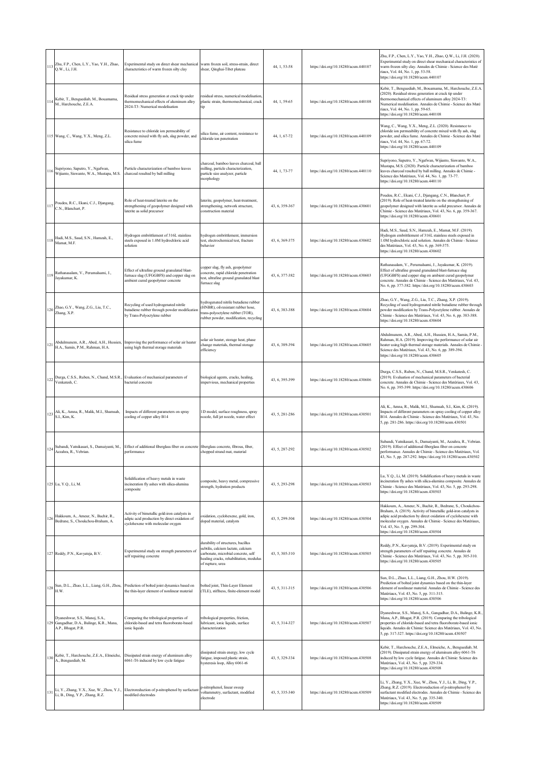| 113 | Zhu, F.P., Chen, L.Y., Yao, Y.H., Zhao, Q.W., Li, J.H. | Experimental study on direct shear mechanical characteristics of warm frozen silty clay | warm frozen soil, stress-strain, direct shear, Qinghai-Tibet plateau | 44, 1, 53-58 | https://doi.org/10.18280/acsm.440107 | Zhu, F.P., Chen, L.Y., Yao, Y.H., Zhao, Q.W., Li, J.H. (2020). Experimental study on direct shear mechanical characteristics of warm frozen silty clay. Annales de Chimie - Science des Maté riaux, Vol. 44, No. 1, pp. 53-58. https://doi.org/10.18280/acsm.440107 |
|---|---|---|---|---|---|---|
| 114 | Kebir, T., Benguediab, M., Bouamama, M., Harchouche, Z.E.A. | Residual stress generation at crack tip under thermomechanical effects of aluminum alloy 2024-T3: Numerical modelisation | residual stress, numerical modelisation, plastic strain, thermomechanical, crack tip | 44, 1, 59-65 | https://doi.org/10.18280/acsm.440108 | Kebir, T., Benguediab, M., Bouamama, M., Harchouche, Z.E.A. (2020). Residual stress generation at crack tip under thermomechanical effects of aluminum alloy 2024-T3: Numerical modelisation. Annales de Chimie - Science des Maté riaux, Vol. 44, No. 1, pp. 59-65. https://doi.org/10.18280/acsm.440108 |
| 115 | Wang, C., Wang, Y.X., Meng, Z.L. | Resistance to chloride ion permeability of concrete mixed with fly ash, slag powder, and silica fume | silica fume, air content, resistance to chloride ion penetration | 44, 1, 67-72 | https://doi.org/10.18280/acsm.440109 | Wang, C., Wang, Y.X., Meng, Z.L. (2020). Resistance to chloride ion permeability of concrete mixed with fly ash, slag powder, and silica fume. Annales de Chimie - Science des Maté riaux, Vol. 44, No. 1, pp. 67-72. https://doi.org/10.18280/acsm.440109 |
| 116 | Supriyono, Saputro, Y., Ngafwan, Wijianto, Siswanto, W.A., Mustapa, M.S. | Particle characterization of bamboo leaves charcoal resulted by ball milling | charcoal, bamboo leaves charcoal, ball milling, particle characterization, particle size analyzer, particle morphology | 44, 1, 73-77 | https://doi.org/10.18280/acsm.440110 | Supriyono, Saputro, Y., Ngafwan, Wijianto, Siswanto, W.A., Mustapa, M.S. (2020). Particle characterization of bamboo leaves charcoal resulted by ball milling. Annales de Chimie - Science des Matériaux, Vol. 44, No. 1, pp. 73-77. https://doi.org/10.18280/acsm.440110 |
| 117 | Poudeu, R.C., Ekani, C.J., Djangang, C.N., Blanchart, P. | Role of heat-treated laterite on the strengthening of geopolymer designed with laterite as solid precursor | laterite, geopolymer, heat-treatment, strengthening, network structure, construction material | 43, 6, 359-367 | https://doi.org/10.18280/acsm.430601 | Poudeu, R.C., Ekani, C.J., Djangang, C.N., Blanchart, P. (2019). Role of heat-treated laterite on the strengthening of geopolymer designed with laterite as solid precursor. Annales de Chimie - Science des Matériaux, Vol. 43, No. 6, pp. 359-367. https://doi.org/10.18280/acsm.430601 |
| 118 | Hadi, M.S., Saud, S.N., Hamzah, E., Mamat, M.F. | Hydrogen embrittlement of 316L stainless steels exposed in 1.0M hydrochloric acid solution | hydrogen embrittlement, immersion test, electrochemical test, fracture behavior | 43, 6, 369-375 | https://doi.org/10.18280/acsm.430602 | Hadi, M.S., Saud, S.N., Hamzah, E., Mamat, M.F. (2019). Hydrogen embrittlement of 316L stainless steels exposed in 1.0M hydrochloric acid solution. Annales de Chimie - Science des Matériaux, Vol. 43, No. 6, pp. 369-375. https://doi.org/10.18280/acsm.430602 |
| 119 | Rathanasalam, V., Perumalsami, J., Jayakumar, K. | Effect of ultrafine ground granulated blast-furnace slag (UFGGBFS) and copper slag on ambient cured geopolymer concrete | copper slag, fly ash, geopolymer concrete, rapid chloride penetration test, ultrafine ground granulated blast furnace slag | 43, 6, 377-382 | https://doi.org/10.18280/acsm.430603 | Rathanasalam, V., Perumalsami, J., Jayakumar, K. (2019). Effect of ultrafine ground granulated blast-furnace slag (UFGGBFS) and copper slag on ambient cured geopolymer concrete. Annales de Chimie - Science des Matériaux, Vol. 43, No. 6, pp. 377-382. https://doi.org/10.18280/acsm.430603 |
| 120 | Zhao, G.Y., Wang, Z.G., Liu, T.C., Zhang, X.P. | Recycling of used hydrogenated nitrile butadiene rubber through powder modification by Trans-Polyoctylene rubber | hydrogenated nitrile butadiene rubber (HNBR), oil-resistant rubber hose, trans-polyoctylene rubber (TOR), rubber powder, modification, recycling | 43, 6, 383-388 | https://doi.org/10.18280/acsm.430604 | Zhao, G.Y., Wang, Z.G., Liu, T.C., Zhang, X.P. (2019). Recycling of used hydrogenated nitrile butadiene rubber through powder modification by Trans-Polyoctylene rubber. Annales de Chimie - Science des Matériaux, Vol. 43, No. 6, pp. 383-388. https://doi.org/10.18280/acsm.430604 |
| 121 | Abdulmunem, A.R., Abed, A.H., Hussien, H.A., Samin, P.M., Rahman, H.A. | Improving the performance of solar air heater using high thermal storage materials | solar air heater, storage heat, phase change materials, thermal storage efficiency | 43, 6, 389-394 | https://doi.org/10.18280/acsm.430605 | Abdulmunem, A.R., Abed, A.H., Hussien, H.A., Samin, P.M., Rahman, H.A. (2019). Improving the performance of solar air heater using high thermal storage materials. Annales de Chimie - Science des Matériaux, Vol. 43, No. 6, pp. 389-394. https://doi.org/10.18280/acsm.430605 |
| 122 | Durga, C.S.S., Ruben, N., Chand, M.S.R., Venkatesh, C. | Evaluation of mechanical parameters of bacterial concrete | biological agents, cracks, healing, impervious, mechanical properties | 43, 6, 395-399 | https://doi.org/10.18280/acsm.430606 | Durga, C.S.S., Ruben, N., Chand, M.S.R., Venkatesh, C. (2019). Evaluation of mechanical parameters of bacterial concrete. Annales de Chimie - Science des Matériaux, Vol. 43, No. 6, pp. 395-399. https://doi.org/10.18280/acsm.430606 |
| 123 | Ali, K., Amna, R., Malik, M.I., Shamsah, S.I., Kim, K. | Impacts of different parameters on spray cooling of copper alloy B14 | 1D model, surface roughness, spray nozzle, full jet nozzle, water effect | 43, 5, 281-286 | https://doi.org/10.18280/acsm.430501 | Ali, K., Amna, R., Malik, M.I., Shamsah, S.I., Kim, K. (2019). Impacts of different parameters on spray cooling of copper alloy B14. Annales de Chimie - Science des Matériaux, Vol. 43, No. 5, pp. 281-286. https://doi.org/10.18280/acsm.430501 |
| 124 | Subandi, Yatnikasari, S., Damaiyanti, M., Azzahra, R., Vebrian. | Effect of additional fiberglass fiber on concrete performance | fiberglass concrete, fibrous, fiber, chopped strand mat, material | 43, 5, 287-292 | https://doi.org/10.18280/acsm.430502 | Subandi, Yatnikasari, S., Damaiyanti, M., Azzahra, R., Vebrian. (2019). Effect of additional fiberglass fiber on concrete performance. Annales de Chimie - Science des Matériaux, Vol. 43, No. 5, pp. 287-292. https://doi.org/10.18280/acsm.430502 |
| 125 | Lu, Y.Q., Li, M. | Solidification of heavy metals in waste incineration fly ashes with silica-alumina composite | composite, heavy metal, compressive strength, hydration products | 43, 5, 293-298 | https://doi.org/10.18280/acsm.430503 | Lu, Y.Q., Li, M. (2019). Solidification of heavy metals in waste incineration fly ashes with silica-alumina composite. Annales de Chimie - Science des Matériaux, Vol. 43, No. 5, pp. 293-298. https://doi.org/10.18280/acsm.430503 |
| 126 | Hakkoum, A., Ameur, N., Bachir, R., Bedrane, S., Choukchou-Braham, A. | Activity of bimetallic gold-iron catalysts in adipic acid production by direct oxidation of cyclohexene with molecular oxygen | oxidation, cyclohexene, gold, iron, doped material, catalysts | 43, 5, 299-304 | https://doi.org/10.18280/acsm.430504 | Hakkoum, A., Ameur, N., Bachir, R., Bedrane, S., Choukchou-Braham, A. (2019). Activity of bimetallic gold-iron catalysts in adipic acid production by direct oxidation of cyclohexene with molecular oxygen. Annales de Chimie - Science des Matériaux, Vol. 43, No. 5, pp. 299-304. https://doi.org/10.18280/acsm.430504 |
| 127 | Reddy, P.N., Kavyateja, B.V. | Experimental study on strength parameters of self repairing concrete | durability of structures, bacillus subtilis, calcium lactate, calcium carbonate, microbial concrete, self healing cracks, rehabilitation, modulus of rupture, urea | 43, 5, 305-310 | https://doi.org/10.18280/acsm.430505 | Reddy, P.N., Kavyateja, B.V. (2019). Experimental study on strength parameters of self repairing concrete. Annales de Chimie - Science des Matériaux, Vol. 43, No. 5, pp. 305-310. https://doi.org/10.18280/acsm.430505 |
| 128 | Sun, D.L., Zhao, L.L., Liang, G.H., Zhou, H.W. | Prediction of bolted joint dynamics based on the thin-layer element of nonlinear material | bolted joint, Thin-Layer Element (TLE), stiffness, finite-element model | 43, 5, 311-315 | https://doi.org/10.18280/acsm.430506 | Sun, D.L., Zhao, L.L., Liang, G.H., Zhou, H.W. (2019). Prediction of bolted joint dynamics based on the thin-layer element of nonlinear material. Annales de Chimie - Science des Matériaux, Vol. 43, No. 5, pp. 311-315. https://doi.org/10.18280/acsm.430506 |
| 129 | Dyaneshwar, S.S., Manoj, S.A., Gangadhar, D.A., Balinge, K.R., Mana, A.P., Bhagat, P.R. | Comparing the tribological properties of chloride-based and tetra fluoroborate-based ionic liquids | tribological properties, friction, lubricant, ionic liquids, surface characterization | 43, 5, 314-327 | https://doi.org/10.18280/acsm.430507 | Dyaneshwar, S.S., Manoj, S.A., Gangadhar, D.A., Balinge, K.R., Mana, A.P., Bhagat, P.R. (2019). Comparing the tribological properties of chloride-based and tetra fluoroborate-based ionic liquids. Annales de Chimie: Science des Matériaux, Vol. 43, No. 5, pp. 317-327. https://doi.org/10.18280/acsm.430507 |
| 130 | Kebir, T., Harchouche, Z.E.A., Elmeiche, A., Benguediab, M. | Dissipated strain energy of aluminum alloy 6061-T6 induced by low cycle fatigue | dissipated strain energy, low cycle fatigue, imposed plastic strain, hysteresis loop, Alloy 6061-t6 | 43, 5, 329-334 | https://doi.org/10.18280/acsm.430508 | Kebir, T., Harchouche, Z.E.A., Elmeiche, A., Benguediab, M. (2019). Dissipated strain energy of aluminum alloy 6061-T6 induced by low cycle fatigue. Annales de Chimie: Science des Matériaux, Vol. 43, No. 5, pp. 329-334. https://doi.org/10.18280/acsm.430508 |
| 131 | Li, Y., Zhang, Y.X., Xue, W., Zhou, Y.J., Li, B., Ding, Y.P., Zhang, R.Z. | Electroreduction of p-nitrophenol by surfactant modified electrodes | p-nitrophenol, linear sweep voltammetry, surfactant, modified electrode | 43, 5, 335-340 | https://doi.org/10.18280/acsm.430509 | Li, Y., Zhang, Y.X., Xue, W., Zhou, Y.J., Li, B., Ding, Y.P., Zhang, R.Z. (2019). Electroreduction of p-nitrophenol by surfactant modified electrodes. Annales de Chimie - Science des Matériaux, Vol. 43, No. 5, pp. 335-340. https://doi.org/10.18280/acsm.430509 |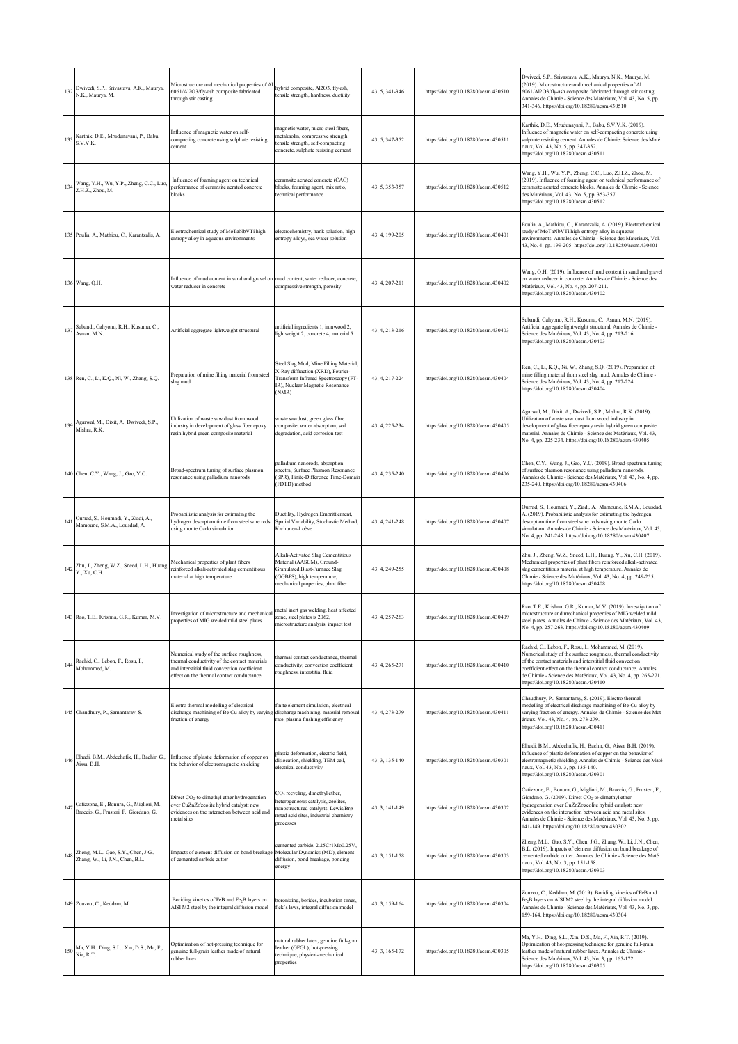| 132 | Dwivedi, S.P., Srivastava, A.K., Maurya, N.K., Maurya, M. | Microstructure and mechanical properties of Al 6061/Al2O3/fly-ash composite fabricated through stir casting | hybrid composite, Al2O3, fly-ash, tensile strength, hardness, ductility | 43, 5, 341-346 | https://doi.org/10.18280/acsm.430510 | Dwivedi, S.P., Srivastava, A.K., Maurya, N.K., Maurya, M. (2019). Microstructure and mechanical properties of Al 6061/Al2O3/fly-ash composite fabricated through stir casting. Annales de Chimie - Science des Matériaux, Vol. 43, No. 5, pp. 341-346. https://doi.org/10.18280/acsm.430510 |
|---|---|---|---|---|---|---|
| 133 | Karthik, D.E., Mrudunayani, P., Babu, S.V.V.K. | Influence of magnetic water on self-compacting concrete using sulphate resisting cement | magnetic water, micro steel fibers, metakaolin, compressive strength, tensile strength, self-compacting concrete, sulphate resisting cement | 43, 5, 347-352 | https://doi.org/10.18280/acsm.430511 | Karthik, D.E., Mrudunayani, P., Babu, S.V.V.K. (2019). Influence of magnetic water on self-compacting concrete using sulphate resisting cement. Annales de Chimie: Science des Maté riaux, Vol. 43, No. 5, pp. 347-352. https://doi.org/10.18280/acsm.430511 |
| 134 | Wang, Y.H., Wu, Y.P., Zheng, C.C., Luo, Z.H.Z., Zhou, M. | Influence of foaming agent on technical performance of ceramsite aerated concrete blocks | ceramsite aerated concrete (CAC) blocks, foaming agent, mix ratio, technical performance | 43, 5, 353-357 | https://doi.org/10.18280/acsm.430512 | Wang, Y.H., Wu, Y.P., Zheng, C.C., Luo, Z.H.Z., Zhou, M. (2019). Influence of foaming agent on technical performance of ceramsite aerated concrete blocks. Annales de Chimie - Science des Matériaux, Vol. 43, No. 5, pp. 353-357. https://doi.org/10.18280/acsm.430512 |
| 135 | Poulia, A., Mathiou, C., Karantzalis, A. | Electrochemical study of MoTaNbVTi high entropy alloy in aqueous environments | electrochemistry, hank solution, high entropy alloys, sea water solution | 43, 4, 199-205 | https://doi.org/10.18280/acsm.430401 | Poulia, A., Mathiou, C., Karantzalis, A. (2019). Electrochemical study of MoTaNbVTi high entropy alloy in aqueous environments. Annales de Chimie - Science des Matériaux, Vol. 43, No. 4, pp. 199-205. https://doi.org/10.18280/acsm.430401 |
| 136 | Wang, Q.H. | Influence of mud content in sand and gravel on water reducer in concrete | mud content, water reducer, concrete, compressive strength, porosity | 43, 4, 207-211 | https://doi.org/10.18280/acsm.430402 | Wang, Q.H. (2019). Influence of mud content in sand and gravel on water reducer in concrete. Annales de Chimie - Science des Matériaux, Vol. 43, No. 4, pp. 207-211. https://doi.org/10.18280/acsm.430402 |
| 137 | Subandi, Cahyono, R.H., Kusuma, C., Asnan, M.N. | Artificial aggregate lightweight structural | artificial ingredients 1, ironwood 2, lightweight 2, concrete 4, material 5 | 43, 4, 213-216 | https://doi.org/10.18280/acsm.430403 | Subandi, Cahyono, R.H., Kusuma, C., Asnan, M.N. (2019). Artificial aggregate lightweight structural. Annales de Chimie - Science des Matériaux, Vol. 43, No. 4, pp. 213-216. https://doi.org/10.18280/acsm.430403 |
| 138 | Ren, C., Li, K.Q., Ni, W., Zhang, S.Q. | Preparation of mine filling material from steel slag mud | Steel Slag Mud, Mine Filling Material, X-Ray diffraction (XRD), Fourier-Transform Infrared Spectroscopy (FT-IR), Nuclear Magnetic Resonance (NMR) | 43, 4, 217-224 | https://doi.org/10.18280/acsm.430404 | Ren, C., Li, K.Q., Ni, W., Zhang, S.Q. (2019). Preparation of mine filling material from steel slag mud. Annales de Chimie - Science des Matériaux, Vol. 43, No. 4, pp. 217-224. https://doi.org/10.18280/acsm.430404 |
| 139 | Agarwal, M., Dixit, A., Dwivedi, S.P., Mishra, R.K. | Utilization of waste saw dust from wood industry in development of glass fiber epoxy resin hybrid green composite material | waste sawdust, green glass fibre composite, water absorption, soil degradation, acid corrosion test | 43, 4, 225-234 | https://doi.org/10.18280/acsm.430405 | Agarwal, M., Dixit, A., Dwivedi, S.P., Mishra, R.K. (2019). Utilization of waste saw dust from wood industry in development of glass fiber epoxy resin hybrid green composite material. Annales de Chimie - Science des Matériaux, Vol. 43, No. 4, pp. 225-234. https://doi.org/10.18280/acsm.430405 |
| 140 | Chen, C.Y., Wang, J., Gao, Y.C. | Broad-spectrum tuning of surface plasmon resonance using palladium nanorods | palladium nanorods, absorption spectra, Surface Plasmon Resonance (SPR), Finite-Difference Time-Domain (FDTD) method | 43, 4, 235-240 | https://doi.org/10.18280/acsm.430406 | Chen, C.Y., Wang, J., Gao, Y.C. (2019). Broad-spectrum tuning of surface plasmon resonance using palladium nanorods. Annales de Chimie - Science des Matériaux, Vol. 43, No. 4, pp. 235-240. https://doi.org/10.18280/acsm.430406 |
| 141 | Ourrad, S., Houmadi, Y., Ziadi, A., Mamoune, S.M.A., Lousdad, A. | Probabilistic analysis for estimating the hydrogen desorption time from steel wire rods using monte Carlo simulation | Ductility, Hydrogen Embrittlement, Spatial Variability, Stochastic Method, Karhunen-Loève | 43, 4, 241-248 | https://doi.org/10.18280/acsm.430407 | Ourrad, S., Houmadi, Y., Ziadi, A., Mamoune, S.M.A., Lousdad, A. (2019). Probabilistic analysis for estimating the hydrogen desorption time from steel wire rods using monte Carlo simulation. Annales de Chimie - Science des Matériaux, Vol. 43, No. 4, pp. 241-248. https://doi.org/10.18280/acsm.430407 |
| 142 | Zhu, J., Zheng, W.Z., Sneed, L.H., Huang, Y., Xu, C.H. | Mechanical properties of plant fibers reinforced alkali-activated slag cementitious material at high temperature | Alkali-Activated Slag Cementitious Material (AASCM), Ground-Granulated Blast-Furnace Slag (GGBFS), high temperature, mechanical properties, plant fiber | 43, 4, 249-255 | https://doi.org/10.18280/acsm.430408 | Zhu, J., Zheng, W.Z., Sneed, L.H., Huang, Y., Xu, C.H. (2019). Mechanical properties of plant fibers reinforced alkali-activated slag cementitious material at high temperature. Annales de Chimie - Science des Matériaux, Vol. 43, No. 4, pp. 249-255. https://doi.org/10.18280/acsm.430408 |
| 143 | Rao, T.E., Krishna, G.R., Kumar, M.V. | Investigation of microstructure and mechanical properties of MIG welded mild steel plates | metal inert gas welding, heat affected zone, steel plates is 2062, microstructure analysis, impact test | 43, 4, 257-263 | https://doi.org/10.18280/acsm.430409 | Rao, T.E., Krishna, G.R., Kumar, M.V. (2019). Investigation of microstructure and mechanical properties of MIG welded mild steel plates. Annales de Chimie - Science des Matériaux, Vol. 43, No. 4, pp. 257-263. https://doi.org/10.18280/acsm.430409 |
| 144 | Rachid, C., Lebon, F., Rosu, I., Mohammed, M. | Numerical study of the surface roughness, thermal conductivity of the contact materials and interstitial fluid convection coefficient effect on the thermal contact conductance | thermal contact conductance, thermal conductivity, convection coefficient, roughness, interstitial fluid | 43, 4, 265-271 | https://doi.org/10.18280/acsm.430410 | Rachid, C., Lebon, F., Rosu, I., Mohammed, M. (2019). Numerical study of the surface roughness, thermal conductivity of the contact materials and interstitial fluid convection coefficient effect on the thermal contact conductance. Annales de Chimie - Science des Matériaux, Vol. 43, No. 4, pp. 265-271. https://doi.org/10.18280/acsm.430410 |
| 145 | Chaudhury, P., Samantaray, S. | Electro thermal modelling of electrical discharge machining of Be-Cu alloy by varying fraction of energy | finite element simulation, electrical discharge machining, material removal rate, plasma flushing efficiency | 43, 4, 273-279 | https://doi.org/10.18280/acsm.430411 | Chaudhury, P., Samantaray, S. (2019). Electro thermal modelling of electrical discharge machining of Be-Cu alloy by varying fraction of energy. Annales de Chimie - Science des Mat ériaux, Vol. 43, No. 4, pp. 273-279. https://doi.org/10.18280/acsm.430411 |
| 146 | Elhadi, B.M., Abdechafik, H., Bachir, G., Aissa, B.H. | Influence of plastic deformation of copper on the behavior of electromagnetic shielding | plastic deformation, electric field, dislocation, shielding, TEM cell, electrical conductivity | 43, 3, 135-140 | https://doi.org/10.18280/acsm.430301 | Elhadi, B.M., Abdechafik, H., Bachir, G., Aissa, B.H. (2019). Influence of plastic deformation of copper on the behavior of electromagnetic shielding. Annales de Chimie - Science des Maté riaux, Vol. 43, No. 3, pp. 135-140. https://doi.org/10.18280/acsm.430301 |
| 147 | Catizzone, E., Bonura, G., Migliori, M., Braccio, G., Frusteri, F., Giordano, G. | Direct $CO_2$-to-dimethyl ether hydrogenation over CuZnZr/zeolite hybrid catalyst: new evidences on the interaction between acid and metal sites | $CO_2$ recycling, dimethyl ether, heterogeneous catalysis, zeolites, nanostructured catalysts, Lewis/Brønsted acid sites, industrial chemistry processes | 43, 3, 141-149 | https://doi.org/10.18280/acsm.430302 | Catizzone, E., Bonura, G., Migliori, M., Braccio, G., Frusteri, F., Giordano, G. (2019). Direct $CO_2$-to-dimethyl ether hydrogenation over CuZnZr/zeolite hybrid catalyst: new evidences on the interaction between acid and metal sites. Annales de Chimie - Science des Matériaux, Vol. 43, No. 3, pp. 141-149. https://doi.org/10.18280/acsm.430302 |
| 148 | Zheng, M.L., Gao, S.Y., Chen, J.G., Zhang, W., Li, J.N., Chen, B.L. | Impacts of element diffusion on bond breakage of cemented carbide cutter | cemented carbide, 2.25Cr1Mo0.25V, Molecular Dynamics (MD), element diffusion, bond breakage, bonding energy | 43, 3, 151-158 | https://doi.org/10.18280/acsm.430303 | Zheng, M.L., Gao, S.Y., Chen, J.G., Zhang, W., Li, J.N., Chen, B.L. (2019). Impacts of element diffusion on bond breakage of cemented carbide cutter. Annales de Chimie - Science des Maté riaux, Vol. 43, No. 3, pp. 151-158. https://doi.org/10.18280/acsm.430303 |
| 149 | Zouzou, C., Keddam, M. | Boriding kinetics of FeB and $Fe_2B$ layers on AISI M2 steel by the integral diffusion model | boronizing, borides, incubation times, fick's laws, integral diffusion model | 43, 3, 159-164 | https://doi.org/10.18280/acsm.430304 | Zouzou, C., Keddam, M. (2019). Boriding kinetics of FeB and $Fe_2B$ layers on AISI M2 steel by the integral diffusion model. Annales de Chimie - Science des Matériaux, Vol. 43, No. 3, pp. 159-164. https://doi.org/10.18280/acsm.430304 |
| 150 | Ma, Y.H., Ding, S.L., Xin, D.S., Ma, F., Xia, R.T. | Optimization of hot-pressing technique for genuine full-grain leather made of natural rubber latex | natural rubber latex, genuine full-grain leather (GFGL), hot-pressing technique, physical-mechanical properties | 43, 3, 165-172 | https://doi.org/10.18280/acsm.430305 | Ma, Y.H., Ding, S.L., Xin, D.S., Ma, F., Xia, R.T. (2019). Optimization of hot-pressing technique for genuine full-grain leather made of natural rubber latex. Annales de Chimie - Science des Matériaux, Vol. 43, No. 3, pp. 165-172. https://doi.org/10.18280/acsm.430305 |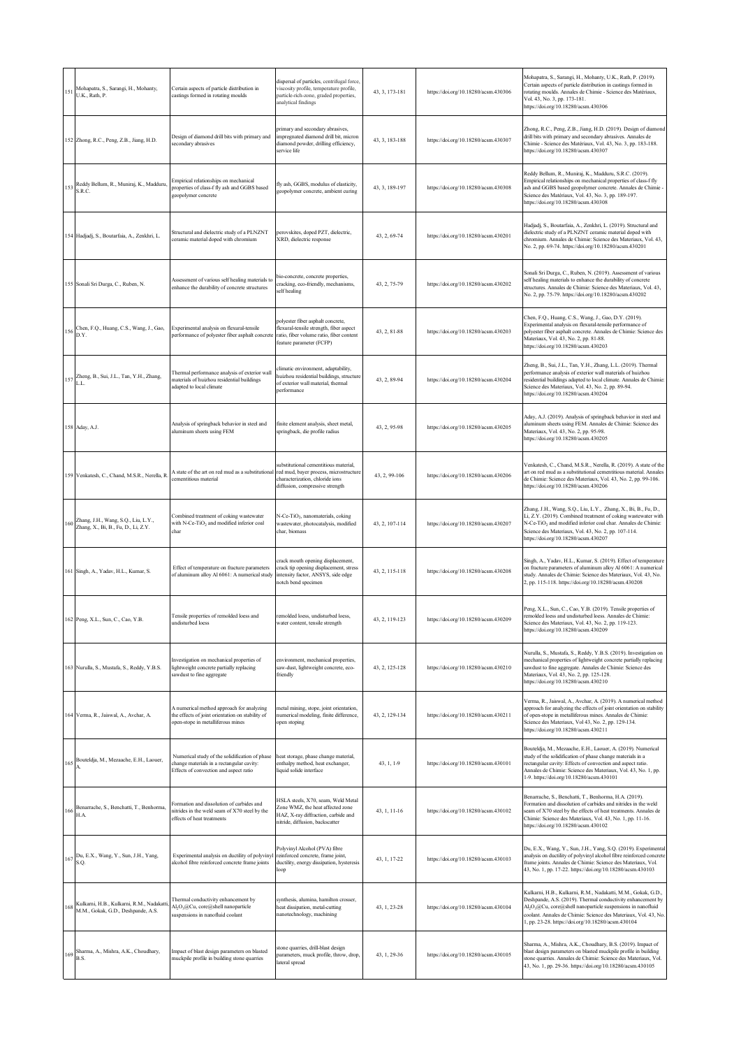| 151 | Mohapatra, S., Sarangi, H., Mohanty, U.K., Rath, P. | Certain aspects of particle distribution in castings formed in rotating moulds | dispersal of particles, centrifugal force, viscosity profile, temperature profile, particle-rich-zone, graded properties, analytical findings | 43, 3, 173-181 | https://doi.org/10.18280/acsm.430306 | Mohapatra, S., Sarangi, H., Mohanty, U.K., Rath, P. (2019). Certain aspects of particle distribution in castings formed in rotating moulds. Annales de Chimie - Science des Matériaux, Vol. 43, No. 3, pp. 173-181. https://doi.org/10.18280/acsm.430306 |
|---|---|---|---|---|---|---|
| 152 | Zhong, R.C., Peng, Z.B., Jiang, H.D. | Design of diamond drill bits with primary and secondary abrasives | primary and secondary abrasives, impregnated diamond drill bit, micron diamond powder, drilling efficiency, service life | 43, 3, 183-188 | https://doi.org/10.18280/acsm.430307 | Zhong, R.C., Peng, Z.B., Jiang, H.D. (2019). Design of diamond drill bits with primary and secondary abrasives. Annales de Chimie - Science des Matériaux, Vol. 43, No. 3, pp. 183-188. https://doi.org/10.18280/acsm.430307 |
| 153 | Reddy Bellum, R., Muniraj, K., Madduru, S.R.C. | Empirical relationships on mechanical properties of class-f fly ash and GGBS based geopolymer concrete | fly ash, GGBS, modulus of elasticity, geopolymer concrete, ambient curing | 43, 3, 189-197 | https://doi.org/10.18280/acsm.430308 | Reddy Bellum, R., Muniraj, K., Madduru, S.R.C. (2019). Empirical relationships on mechanical properties of class-f fly ash and GGBS based geopolymer concrete. Annales de Chimie - Science des Matériaux, Vol. 43, No. 3, pp. 189-197. https://doi.org/10.18280/acsm.430308 |
| 154 | Hadjadj, S., Boutarfaia, A., Zenkhri, L. | Structural and dielectric study of a PLNZNT ceramic material doped with chromium | perovskites, doped PZT, dielectric, XRD, dielectric response | 43, 2, 69-74 | https://doi.org/10.18280/acsm.430201 | Hadjadj, S., Boutarfaia, A., Zenkhri, L. (2019). Structural and dielectric study of a PLNZNT ceramic material doped with chromium. Annales de Chimie: Science des Materiaux, Vol. 43, No. 2, pp. 69-74. https://doi.org/10.18280/acsm.430201 |
| 155 | Sonali Sri Durga, C., Ruben, N. | Assessment of various self healing materials to enhance the durability of concrete structures | bio-concrete, concrete properties, cracking, eco-friendly, mechanisms, self healing | 43, 2, 75-79 | https://doi.org/10.18280/acsm.430202 | Sonali Sri Durga, C., Ruben, N. (2019). Assessment of various self healing materials to enhance the durability of concrete structures. Annales de Chimie: Science des Materiaux, Vol. 43, No. 2, pp. 75-79. https://doi.org/10.18280/acsm.430202 |
| 156 | Chen, F.Q., Huang, C.S., Wang, J., Gao, D.Y. | Experimental analysis on flexural-tensile performance of polyester fiber asphalt concrete | polyester fiber asphalt concrete, flexural-tensile strength, fiber aspect ratio, fiber volume ratio, fiber content feature parameter (FCFP) | 43, 2, 81-88 | https://doi.org/10.18280/acsm.430203 | Chen, F.Q., Huang, C.S., Wang, J., Gao, D.Y. (2019). Experimental analysis on flexural-tensile performance of polyester fiber asphalt concrete. Annales de Chimie: Science des Materiaux, Vol. 43, No. 2, pp. 81-88. https://doi.org/10.18280/acsm.430203 |
| 157 | Zheng, B., Sui, J.L., Tan, Y.H., Zhang, L.L. | Thermal performance analysis of exterior wall materials of huizhou residential buildings adapted to local climate | climatic environment, adaptability, huizhou residential buildings, structure of exterior wall material, thermal performance | 43, 2, 89-94 | https://doi.org/10.18280/acsm.430204 | Zheng, B., Sui, J.L., Tan, Y.H., Zhang, L.L. (2019). Thermal performance analysis of exterior wall materials of huizhou residential buildings adapted to local climate. Annales de Chimie: Science des Materiaux, Vol. 43, No. 2, pp. 89-94. https://doi.org/10.18280/acsm.430204 |
| 158 | Aday, A.J. | Analysis of springback behavior in steel and aluminum sheets using FEM | finite element analysis, sheet metal, springback, die profile radius | 43, 2, 95-98 | https://doi.org/10.18280/acsm.430205 | Aday, A.J. (2019). Analysis of springback behavior in steel and aluminum sheets using FEM. Annales de Chimie: Science des Materiaux, Vol. 43, No. 2, pp. 95-98. https://doi.org/10.18280/acsm.430205 |
| 159 | Venkatesh, C., Chand, M.S.R., Nerella, R | A state of the art on red mud as a substitutional cementitious material | substitutional cementitious material, red mud, bayer process, microstructure characterization, chloride ions diffusion, compressive strength | 43, 2, 99-106 | https://doi.org/10.18280/acsm.430206 | Venkatesh, C., Chand, M.S.R., Nerella, R. (2019). A state of the art on red mud as a substitutional cementitious material. Annales de Chimie: Science des Materiaux, Vol. 43, No. 2, pp. 99-106. https://doi.org/10.18280/acsm.430206 |
| 160 | Zhang, J.H., Wang, S.Q., Liu, L.Y., Zhang, X., Bi, B., Fu, D., Li, Z.Y. | Combined treatment of coking wastewater with N-Ce-$TiO_2$ and modified inferior coal char | N-Ce-$TiO_2$, nanomaterials, coking wastewater, photocatalysis, modified char, biomass | 43, 2, 107-114 | https://doi.org/10.18280/acsm.430207 | Zhang, J.H., Wang, S.Q., Liu, L.Y., Zhang, X., Bi, B., Fu, D., Li, Z.Y. (2019). Combined treatment of coking wastewater with N-Ce-$TiO_2$ and modified inferior coal char. Annales de Chimie: Science des Materiaux, Vol. 43, No. 2, pp. 107-114. https://doi.org/10.18280/acsm.430207 |
| 161 | Singh, A., Yadav, H.L., Kumar, S. | Effect of temperature on fracture parameters of aluminum alloy Al 6061: A numerical study | crack mouth opening displacement, crack tip opening displacement, stress intensity factor, ANSYS, side edge notch bend specimen | 43, 2, 115-118 | https://doi.org/10.18280/acsm.430208 | Singh, A., Yadav, H.L., Kumar, S. (2019). Effect of temperature on fracture parameters of aluminum alloy Al 6061: A numerical study. Annales de Chimie: Science des Materiaux, Vol. 43, No. 2, pp. 115-118. https://doi.org/10.18280/acsm.430208 |
| 162 | Peng, X.L., Sun, C., Cao, Y.B. | Tensile properties of remolded loess and undisturbed loess | remolded loess, undisturbed loess, water content, tensile strength | 43, 2, 119-123 | https://doi.org/10.18280/acsm.430209 | Peng, X.L., Sun, C., Cao, Y.B. (2019). Tensile properties of remolded loess and undisturbed loess. Annales de Chimie: Science des Materiaux, Vol. 43, No. 2, pp. 119-123. https://doi.org/10.18280/acsm.430209 |
| 163 | Nurulla, S., Mustafa, S., Reddy, Y.B.S. | Investigation on mechanical properties of lightweight concrete partially replacing sawdust to fine aggregate | environment, mechanical properties, saw-dust, lightweight concrete, eco-friendly | 43, 2, 125-128 | https://doi.org/10.18280/acsm.430210 | Nurulla, S., Mustafa, S., Reddy, Y.B.S. (2019). Investigation on mechanical properties of lightweight concrete partially replacing sawdust to fine aggregate. Annales de Chimie: Science des Materiaux, Vol. 43, No. 2, pp. 125-128. https://doi.org/10.18280/acsm.430210 |
| 164 | Verma, R., Jaiswal, A., Avchar, A. | A numerical method approach for analyzing the effects of joint orientation on stability of open-stope in metalliferous mines | metal mining, stope, joint orientation, numerical modeling, finite difference, open stoping | 43, 2, 129-134 | https://doi.org/10.18280/acsm.430211 | Verma, R., Jaiswal, A., Avchar, A. (2019). A numerical method approach for analyzing the effects of joint orientation on stability of open-stope in metalliferous mines. Annales de Chimie: Science des Materiaux, Vol 43, No. 2, pp. 129-134. https://doi.org/10.18280/acsm.430211 |
| 165 | Bouteldja, M., Mezaache, E.H., Laouer, A. | Numerical study of the solidification of phase change materials in a rectangular cavity: Effects of convection and aspect ratio | heat storage, phase change material, enthalpy method, heat exchanger, liquid solide interface | 43, 1, 1-9 | https://doi.org/10.18280/acsm.430101 | Bouteldja, M., Mezaache, E.H., Laouer, A. (2019). Numerical study of the solidification of phase change materials in a rectangular cavity: Effects of convection and aspect ratio. Annales de Chimie: Science des Materiaux, Vol. 43, No. 1, pp. 1-9. https://doi.org/10.18280/acsm.430101 |
| 166 | Benarrache, S., Benchatti, T., Benhorma, H.A. | Formation and dissolution of carbides and nitrides in the weld seam of X70 steel by the effects of heat treatments | HSLA steels, X70, seam, Weld Metal Zone WMZ, the heat affected zone HAZ, X-ray diffraction, carbide and nitride, diffusion, backscatter | 43, 1, 11-16 | https://doi.org/10.18280/acsm.430102 | Benarrache, S., Benchatti, T., Benhorma, H.A. (2019). Formation and dissolution of carbides and nitrides in the weld seam of X70 steel by the effects of heat treatments. Annales de Chimie: Science des Materiaux, Vol. 43, No. 1, pp. 11-16. https://doi.org/10.18280/acsm.430102 |
| 167 | Du, E.X., Wang, Y., Sun, J.H., Yang, S.Q. | Experimental analysis on ductility of polyvinyl alcohol fibre reinforced concrete frame joints | Polyvinyl Alcohol (PVA) fibre reinforced concrete, frame joint, ductility, energy dissipation, hysteresis loop | 43, 1, 17-22 | https://doi.org/10.18280/acsm.430103 | Du, E.X., Wang, Y., Sun, J.H., Yang, S.Q. (2019) Experimental analysis on ductility of polyvinyl alcohol fibre reinforced concrete frame joints. Annales de Chimie: Science des Materiaux, Vol. 43, No. 1, pp. 17-22. https://doi.org/10.18280/acsm.430103 |
| 168 | Kulkarni, H.B., Kulkarni, R.M., Nadakatti, M.M., Gokak, G.D., Deshpande, A.S. | Thermal conductivity enhancement by $Al_2O_3$@Cu, core@shell nanoparticle suspensions in nanofluid coolant | synthesis, alumina, hamilton crosser, heat dissipation, metal-cutting nanotechnology, machining | 43, 1, 23-28 | https://doi.org/10.18280/acsm.430104 | Kulkarni, H.B., Kulkarni, R.M., Nadakatti, M.M., Gokak, G.D., Deshpande, A.S. (2019). Thermal conductivity enhancement by $Al_2O_3$@Cu, core@shell nanoparticle suspensions in nanofluid coolant. Annales de Chimie: Science des Materiaux, Vol. 43, No. 1, pp. 23-28. https://doi.org/10.18280/acsm.430104 |
| 169 | Sharma, A., Mishra, A.K., Choudhary, B.S. | Impact of blast design parameters on blasted muckpile profile in building stone quarries | stone quarries, drill-blast design parameters, muck profile, throw, drop, lateral spread | 43, 1, 29-36 | https://doi.org/10.18280/acsm.430105 | Sharma, A., Mishra, A.K., Choudhary, B.S. (2019). Impact of blast design parameters on blasted muckpile profile in building stone quarries. Annales de Chimie: Science des Materiaux, Vol. 43, No. 1, pp. 29-36. https://doi.org/10.18280/acsm.430105 |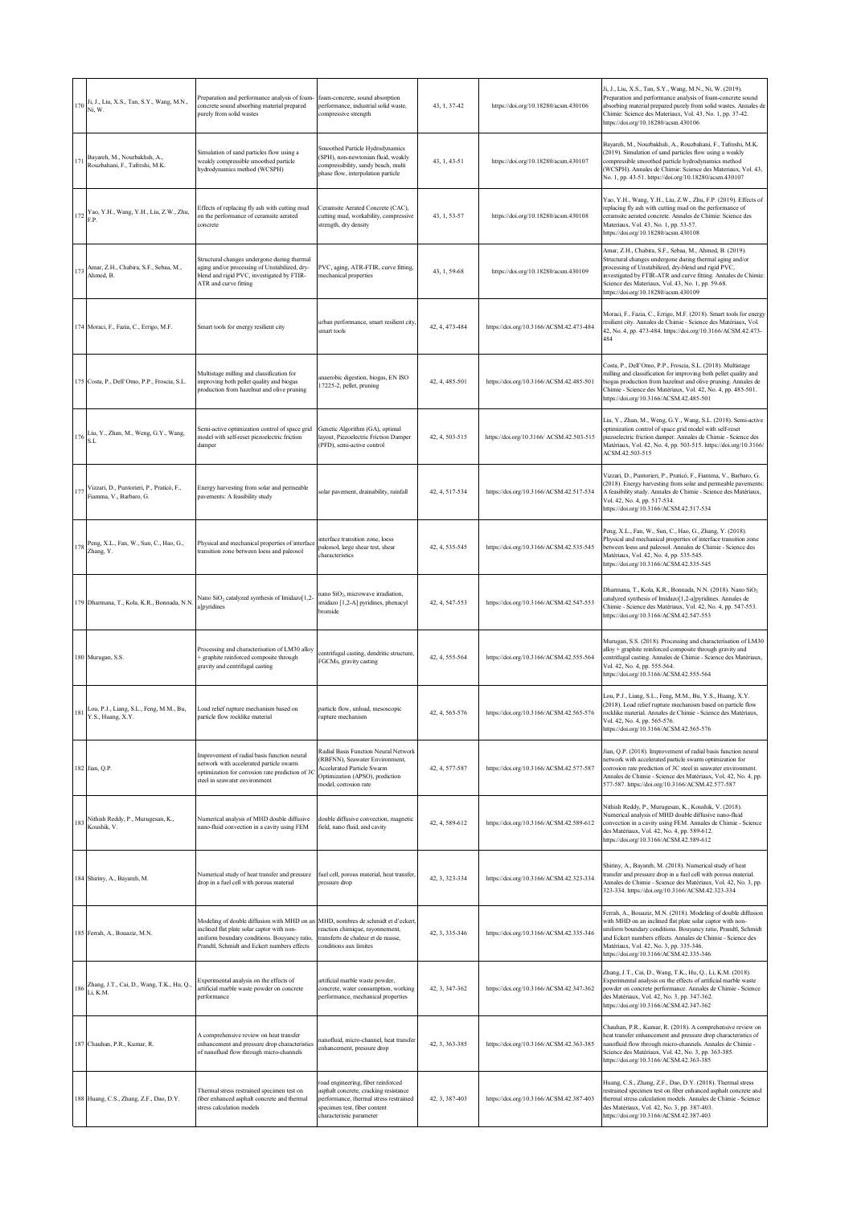| 170 | Ji, J., Liu, X.S., Tan, S.Y., Wang, M.N., Ni, W. | Preparation and performance analysis of foam-concrete sound absorbing material prepared purely from solid wastes | foam-concrete, sound absorption performance, industrial solid waste, compressive strength | 43, 1, 37-42 | https://doi.org/10.18280/acsm.430106 | Ji, J., Liu, X.S., Tan, S.Y., Wang, M.N., Ni, W. (2019). Preparation and performance analysis of foam-concrete sound absorbing material prepared purely from solid wastes. Annales de Chimie: Science des Materiaux, Vol. 43, No. 1, pp. 37-42. https://doi.org/10.18280/acsm.430106 |
|---|---|---|---|---|---|---|
| 171 | Bayareh, M., Nourbakhsh, A., Rouzbahani, F., Tafreshi, M.K. | Simulation of sand particles flow using a weakly compressible smoothed particle hydrodynamics method (WCSPH) | Smoothed Particle Hydrodynamics (SPH), non-newtonian fluid, weakly compressibility, sandy beach, multi phase flow, interpolation particle | 43, 1, 43-51 | https://doi.org/10.18280/acsm.430107 | Bayareh, M., Nourbakhsh, A., Rouzbahani, F., Tafreshi, M.K. (2019). Simulation of sand particles flow using a weakly compressible smoothed particle hydrodynamics method (WCSPH). Annales de Chimie: Science des Materiaux, Vol. 43, No. 1, pp. 43-51. https://doi.org/10.18280/acsm.430107 |
| 172 | Yao, Y.H., Wang, Y.H., Liu, Z.W., Zhu, F.P. | Effects of replacing fly ash with cutting mud on the performance of ceramsite aerated concrete | Ceramsite Aerated Concrete (CAC), cutting mud, workability, compressive strength, dry density | 43, 1, 53-57 | https://doi.org/10.18280/acsm.430108 | Yao, Y.H., Wang, Y.H., Liu, Z.W., Zhu, F.P. (2019). Effects of replacing fly ash with cutting mud on the performance of ceramsite aerated concrete. Annales de Chimie: Science des Materiaux, Vol. 43, No. 1, pp. 53-57. https://doi.org/10.18280/acsm.430108 |
| 173 | Amar, Z.H., Chabira, S.F., Sebaa, M., Ahmed, B. | Structural changes undergone during thermal aging and/or processing of Unstabilized, dry-blend and rigid PVC, investigated by FTIR-ATR and curve fitting | PVC, aging, ATR-FTIR, curve fitting, mechanical properties | 43, 1, 59-68 | https://doi.org/10.18280/acsm.430109 | Amar, Z.H., Chabira, S.F., Sebaa, M., Ahmed, B. (2019). Structural changes undergone during thermal aging and/or processing of Unstabilized, dry-blend and rigid PVC, investigated by FTIR-ATR and curve fitting. Annales de Chimie: Science des Materiaux, Vol. 43, No. 1, pp. 59-68. https://doi.org/10.18280/acsm.430109 |
| 174 | Moraci, F., Fazia, C., Errigo, M.F. | Smart tools for energy resilient city | urban performance, smart resilient city, smart tools | 42, 4, 473-484 | https://doi.org/10.3166/ACSM.42.473-484 | Moraci, F., Fazia, C., Errigo, M.F. (2018). Smart tools for energy resilient city. Annales de Chimie - Science des Matériaux, Vol. 42, No. 4, pp. 473-484. https://doi.org/10.3166/ACSM.42.473-484 |
| 175 | Costa, P., Dell'Omo, P.P., Froscia, S.L. | Multistage milling and classification for improving both pellet quality and biogas production from hazelnut and olive pruning | anaerobic digestion, biogas, EN ISO 17225-2, pellet, pruning | 42, 4, 485-501 | https://doi.org/10.3166/ACSM.42.485-501 | Costa, P., Dell'Omo, P.P., Froscia, S.L. (2018). Multistage milling and classification for improving both pellet quality and biogas production from hazelnut and olive pruning. Annales de Chimie - Science des Matériaux, Vol. 42, No. 4, pp. 485-501. https://doi.org/10.3166/ACSM.42.485-501 |
| 176 | Liu, Y., Zhan, M., Weng, G.Y., Wang, S.L. | Semi-active optimization control of space grid model with self-reset piezoelectric friction damper | Genetic Algorithm (GA), optimal layout, Piezoelectric Friction Damper (PFD), semi-active control | 42, 4, 503-515 | https://doi.org/10.3166/ ACSM.42.503-515 | Liu, Y., Zhan, M., Weng, G.Y., Wang, S.L. (2018). Semi-active optimization control of space grid model with self-reset piezoelectric friction damper. Annales de Chimie - Science des Matériaux, Vol. 42, No. 4, pp. 503-515. https://doi.org/10.3166/ ACSM.42.503-515 |
| 177 | Vizzari, D., Puntorieri, P., Praticò, F., Fiamma, V., Barbaro, G. | Energy harvesting from solar and permeable pavements: A feasibility study | solar pavement, drainability, rainfall | 42, 4, 517-534 | https://doi.org/10.3166/ACSM.42.517-534 | Vizzari, D., Puntorieri, P., Praticò, F., Fiamma, V., Barbaro, G. (2018). Energy harvesting from solar and permeable pavements: A feasibility study. Annales de Chimie - Science des Matériaux, Vol. 42, No. 4, pp. 517-534. https://doi.org/10.3166/ACSM.42.517-534 |
| 178 | Peng, X.L., Fan, W., Sun, C., Hao, G., Zhang, Y. | Physical and mechanical properties of interface transition zone between loess and paleosol | interface transition zone, loess paleosol, large shear test, shear characteristics | 42, 4, 535-545 | https://doi.org/10.3166/ACSM.42.535-545 | Peng, X.L., Fan, W., Sun, C., Hao, G., Zhang, Y. (2018). Physical and mechanical properties of interface transition zone between loess and paleosol. Annales de Chimie - Science des Matériaux, Vol. 42, No. 4, pp. 535-545. https://doi.org/10.3166/ACSM.42.535-545 |
| 179 | Dharmana, T., Kola, K.R., Bonnada, N.N. | Nano $SiO_2$ catalyzed synthesis of Imidazo[1,2-a]pyridines | nano $SiO_2$, microwave irradiation, imidazo [1,2-A] pyridines, phenacyl bromide | 42, 4, 547-553 | https://doi.org/10.3166/ACSM.42.547-553 | Dharmana, T., Kola, K.R., Bonnada, N.N. (2018). Nano $SiO_2$ catalyzed synthesis of Imidazo[1,2-a]pyridines. Annales de Chimie - Science des Matériaux, Vol. 42, No. 4, pp. 547-553. https://doi.org/10.3166/ACSM.42.547-553 |
| 180 | Murugan, S.S. | Processing and characterisation of LM30 alloy + graphite reinforced composite through gravity and centrifugal casting | centrifugal casting, dendritic structure, FGCMs, gravity casting | 42, 4, 555-564 | https://doi.org/10.3166/ACSM.42.555-564 | Murugan, S.S. (2018). Processing and characterisation of LM30 alloy + graphite reinforced composite through gravity and centrifugal casting. Annales de Chimie - Science des Matériaux, Vol. 42, No. 4, pp. 555-564. https://doi.org/10.3166/ACSM.42.555-564 |
| 181 | Lou, P.J., Liang, S.L., Feng, M.M., Bu, Y.S., Huang, X.Y. | Load relief rupture mechanism based on particle flow rocklike material | particle flow, unload, mesoscopic rupture mechanism | 42, 4, 565-576 | https://doi.org/10.3166/ACSM.42.565-576 | Lou, P.J., Liang, S.L., Feng, M.M., Bu, Y.S., Huang, X.Y. (2018). Load relief rupture mechanism based on particle flow rocklike material. Annales de Chimie - Science des Matériaux, Vol. 42, No. 4, pp. 565-576. https://doi.org/10.3166/ACSM.42.565-576 |
| 182 | Jian, Q.P. | Improvement of radial basis function neural network with accelerated particle swarm optimization for corrosion rate prediction of 3C steel in seawater environment | Radial Basis Function Neural Network (RBFNN), Seawater Environment, Accelerated Particle Swarm Optimization (APSO), prediction model, corrosion rate | 42, 4, 577-587 | https://doi.org/10.3166/ACSM.42.577-587 | Jian, Q.P. (2018). Improvement of radial basis function neural network with accelerated particle swarm optimization for corrosion rate prediction of 3C steel in seawater environment. Annales de Chimie - Science des Matériaux, Vol. 42, No. 4, pp. 577-587. https://doi.org/10.3166/ACSM.42.577-587 |
| 183 | Nithish Reddy, P., Murugesan, K., Koushik, V. | Numerical analysis of MHD double diffusive nano-fluid convection in a cavity using FEM | double diffusive convection, magnetic field, nano fluid, and cavity | 42, 4, 589-612 | https://doi.org/10.3166/ACSM.42.589-612 | Nithish Reddy, P., Murugesan, K., Koushik, V. (2018). Numerical analysis of MHD double diffusive nano-fluid convection in a cavity using FEM. Annales de Chimie - Science des Matériaux, Vol. 42, No. 4, pp. 589-612. https://doi.org/10.3166/ACSM.42.589-612 |
| 184 | Shiriny, A., Bayareh, M. | Numerical study of heat transfer and pressure drop in a fuel cell with porous material | fuel cell, porous material, heat transfer, pressure drop | 42, 3, 323-334 | https://doi.org/10.3166/ACSM.42.323-334 | Shiriny, A., Bayareh, M. (2018). Numerical study of heat transfer and pressure drop in a fuel cell with porous material. Annales de Chimie - Science des Matériaux, Vol. 42, No. 3, pp. 323-334. https://doi.org/10.3166/ACSM.42.323-334 |
| 185 | Ferrah, A., Bouaziz, M.N. | Modeling of double diffusion with MHD on an inclined flat plate solar captor with non-uniform boundary conditions. Buoyancy ratio, Prandtl, Schmidt and Eckert numbers effects | MHD, nombres de schmidt et d'eckert, reaction chimique, rayonnement, transferts de chaleur et de masse, conditions aux limites | 42, 3, 335-346 | https://doi.org/10.3166/ACSM.42.335-346 | Ferrah, A., Bouaziz, M.N. (2018). Modeling of double diffusion with MHD on an inclined flat plate solar captor with non-uniform boundary conditions. Buoyancy ratio, Prandtl, Schmidt and Eckert numbers effects. Annales de Chimie - Science des Matériaux, Vol. 42, No. 3, pp. 335-346. https://doi.org/10.3166/ACSM.42.335-346 |
| 186 | Zhang, J.T., Cai, D., Wang, T.K., Hu, Q., Li, K.M. | Experimental analysis on the effects of artificial marble waste powder on concrete performance | artificial marble waste powder, concrete, water consumption, working performance, mechanical properties | 42, 3, 347-362 | https://doi.org/10.3166/ACSM.42.347-362 | Zhang, J.T., Cai, D., Wang, T.K., Hu, Q., Li, K.M. (2018). Experimental analysis on the effects of artificial marble waste powder on concrete performance. Annales de Chimie - Science des Matériaux, Vol. 42, No. 3, pp. 347-362. https://doi.org/10.3166/ACSM.42.347-362 |
| 187 | Chauhan, P.R., Kumar, R. | A comprehensive review on heat transfer enhancement and pressure drop characteristics of nanofluid flow through micro-channels | nanofluid, micro-channel, heat transfer enhancement, pressure drop | 42, 3, 363-385 | https://doi.org/10.3166/ACSM.42.363-385 | Chauhan, P.R., Kumar, R. (2018). A comprehensive review on heat transfer enhancement and pressure drop characteristics of nanofluid flow through micro-channels. Annales de Chimie - Science des Matériaux, Vol. 42, No. 3, pp. 363-385. https://doi.org/10.3166/ACSM.42.363-385 |
| 188 | Huang, C.S., Zhang, Z.F., Dao, D.Y. | Thermal stress restrained specimen test on fiber enhanced asphalt concrete and thermal stress calculation models | road engineering, fiber reinforced asphalt concrete, cracking resistance performance, thermal stress restrained specimen test, fiber content characteristic parameter | 42, 3, 387-403 | https://doi.org/10.3166/ACSM.42.387-403 | Huang, C.S., Zhang, Z.F., Dao, D.Y. (2018). Thermal stress restrained specimen test on fiber enhanced asphalt concrete and thermal stress calculation models. Annales de Chimie - Science des Matériaux, Vol. 42, No. 3, pp. 387-403. https://doi.org/10.3166/ACSM.42.387-403 |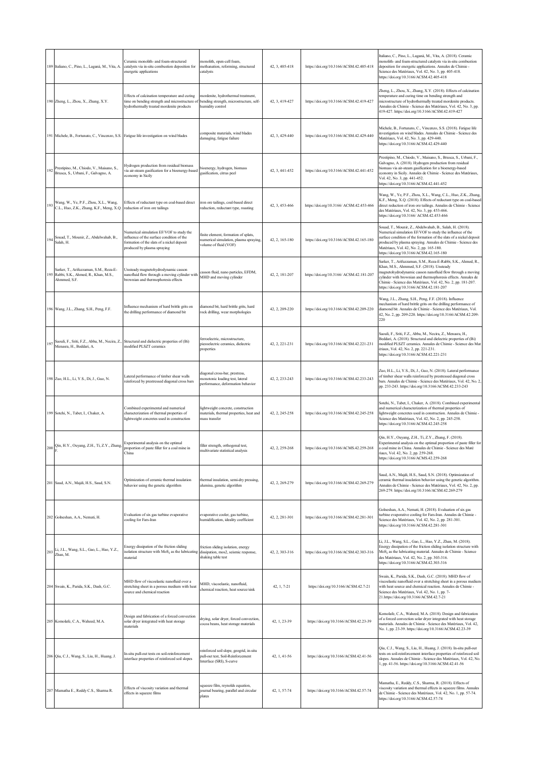| 189 | Italiano, C., Pino, L., Laganà, M., Vita, A. | Ceramic monolith- and foam-structured catalysts via in-situ combustion deposition for energetic applications | monolith, open-cell foam, methanation, reforming, structured catalysts | 42, 3, 405-418 | https://doi.org/10.3166/ACSM.42.405-418 | Italiano, C., Pino, L., Laganà, M., Vita, A. (2018). Ceramic monolith- and foam-structured catalysts via in-situ combustion deposition for energetic applications. Annales de Chimie - Science des Matériaux, Vol. 42, No. 3, pp. 405-418. https://doi.org/10.3166/ACSM.42.405-418 |
|---|---|---|---|---|---|---|
| 190 | Zheng, L., Zhou, X., Zhang, X.Y. | Effects of calcination temperature and curing time on bending strength and microstructure of hydrothermally treated mordenite products | mordenite, hydrothermal treatment, bending strength, microstructure, self-humidity control | 42, 3, 419-427 | https://doi.org/10.3166/ACSM.42.419-427 | Zheng, L., Zhou, X., Zhang, X.Y. (2018). Effects of calcination temperature and curing time on bending strength and microstructure of hydrothermally treated mordenite products. Annales de Chimie - Science des Matériaux, Vol. 42, No. 3, pp. 419-427. https://doi.org/10.3166/ACSM.42.419-427 |
| 191 | Michele, B., Fortunato, C., Vincenzo, S.S. | Fatigue life investigation on wind blades | composite materials, wind blades damaging, fatigue failure | 42, 3, 429-440 | https://doi.org/10.3166/ACSM.42.429-440 | Michele, B., Fortunato, C., Vincenzo, S.S. (2018). Fatigue life investigation on wind blades. Annales de Chimie - Science des Matériaux, Vol. 42, No. 3, pp. 429-440. https://doi.org/10.3166/ACSM.42.429-440 |
| 192 | Prestipino, M., Chiodo, V., Maisano, S., Brusca, S., Urbani, F., Galvagno, A. | Hydrogen production from residual biomass via air-steam gasification for a bioenergy-based economy in Sicily | bioenergy, hydrogen, biomass gasification, citrus peel | 42, 3, 441-452 | https://doi.org/10.3166/ACSM.42.441-452 | Prestipino, M., Chiodo, V., Maisano, S., Brusca, S., Urbani, F., Galvagno, A. (2018). Hydrogen production from residual biomass via air-steam gasification for a bioenergy-based economy in Sicily. Annales de Chimie - Science des Matériaux, Vol. 42, No. 3, pp. 441-452. https://doi.org/10.3166/ACSM.42.441-452 |
| 193 | Wang, W., Ye, P.F., Zhou, X.L., Wang, C.L., Huo, Z.K., Zhang, K.F., Meng, X.Q. | Effects of reductant type on coal-based direct reduction of iron ore tailings | iron ore tailings, coal-based direct reduction, reductant type, roasting | 42, 3, 453-466 | https://doi.org/10.3166/ ACSM.42.453-466 | Wang, W., Ye, P.F., Zhou, X.L., Wang, C.L., Huo, Z.K., Zhang, K.F., Meng, X.Q. (2018). Effects of reductant type on coal-based direct reduction of iron ore tailings. Annales de Chimie - Science des Matériaux, Vol. 42, No. 3, pp. 453-466. https://doi.org/10.3166/ ACSM.42.453-466 |
| 194 | Souad, T., Mounir, Z., Abdelwahab, B., Salah, H. | Numerical simulation EF/VOF to study the influence of the surface condition of the formation of the slats of a nickel deposit produced by plasma spraying | finite element, formation of splats, numerical simulation, plasma spraying, volume of fluid (VOF) | 42, 2, 165-180 | https://doi.org/10.3166/ACSM.42.165-180 | Souad, T., Mounir, Z., Abdelwahab, B., Salah, H. (2018). Numerical simulation EF/VOF to study the influence of the surface condition of the formation of the slats of a nickel deposit produced by plasma spraying. Annales de Chimie - Science des Matériaux, Vol. 42, No. 2, pp. 165-180. https://doi.org/10.3166/ACSM.42.165-180 |
| 195 | Sarker, T., Arifuzzaman, S.M., Reza-E-Rabbi, S.K., Ahmed, R., Khan, M.S., Ahmmed, S.F. | Unsteady magnetohydrodynamic casson nanofluid flow through a moving cylinder with brownian and thermophoresis effects | casson fluid, nano particles, EFDM, MHD and moving cylinder | 42, 2, 181-207 | https://doi.org/10.3166/ ACSM.42.181-207 | Sarker, T., Arifuzzaman, S.M., Reza-E-Rabbi, S.K., Ahmed, R., Khan, M.S., Ahmmed, S.F. (2018). Unsteady magnetohydrodynamic casson nanofluid flow through a moving cylinder with brownian and thermophoresis effects. Annales de Chimie - Science des Matériaux, Vol. 42, No. 2, pp. 181-207. https://doi.org/10.3166/ACSM.42.181-207 |
| 196 | Wang, J.L., Zhang, S.H., Peng, F.F. | Influence mechanism of hard brittle grits on the drilling performance of diamond bit | diamond bit, hard brittle grits, hard rock drilling, wear morphologies | 42, 2, 209-220 | https://doi.org/10.3166/ACSM.42.209-220 | Wang, J.L., Zhang, S.H., Peng, F.F. (2018). Influence mechanism of hard brittle grits on the drilling performance of diamond bit. Annales de Chimie - Science des Matériaux, Vol. 42, No. 2, pp. 209-220. https://doi.org/10.3166/ACSM.42.209-220 |
| 197 | Saouli, F., Sriti, F.Z., Abba, M., Necira, Z., Menasra, H., Beddari, A. | Structural and dielectric properties of (Bi) modified PLSZT ceramics | ferroelectric, microstructure, piezoelectric ceramics, dielectric properties | 42, 2, 221-231 | https://doi.org/10.3166/ACSM.42.221-231 | Saouli, F., Sriti, F.Z., Abba, M., Necira, Z., Menasra, H., Beddari, A. (2018). Structural and dielectric properties of (Bi) modified PLSZT ceramics. Annales de Chimie - Science des Mat ériaux, Vol. 42, No. 2, pp. 221-231. https://doi.org/10.3166/ACSM.42.221-231 |
| 198 | Zuo, H.L., Li, Y.S., Di, J., Guo, N. | Lateral performance of timber shear walls reinforced by prestressed diagonal cross bars | diagonal cross-bar, prestress, monotonic loading test, lateral performance, deformation behavior | 42, 2, 233-243 | https://doi.org/10.3166/ACSM.42.233-243 | Zuo, H.L., Li, Y.S., Di, J., Guo, N. (2018). Lateral performance of timber shear walls reinforced by prestressed diagonal cross bars. Annales de Chimie - Science des Matériaux, Vol. 42, No. 2, pp. 233-243. https://doi.org/10.3166/ACSM.42.233-243 |
| 199 | Sotehi, N., Tabet, I., Chaker, A. | Combined experimental and numerical characterization of thermal properties of lightweight concretes used in construction | lightweight concrete, construction materials, thermal properties, heat and mass transfer | 42, 2, 245-258 | https://doi.org/10.3166/ACSM.42.245-258 | Sotehi, N., Tabet, I., Chaker, A. (2018). Combined experimental and numerical characterization of thermal properties of lightweight concretes used in construction. Annales de Chimie - Science des Matériaux, Vol. 42, No. 2, pp. 245-258. https://doi.org/10.3166/ACSM.42.245-258 |
| 200 | Qin, H.Y., Ouyang, Z.H., Ti, Z.Y., Zhang, F. | Experimental analysis on the optimal proportion of paste filler for a coal mine in China | filler strength, orthogonal test, multivariate statistical analysis | 42, 2, 259-268 | https://doi.org/10.3166/ACMS.42.259-268 | Qin, H.Y., Ouyang, Z.H., Ti, Z.Y., Zhang, F. (2018). Experimental analysis on the optimal proportion of paste filler for a coal mine in China. Annales de Chimie - Science des Maté riaux, Vol. 42, No. 2, pp. 259-268. https://doi.org/10.3166/ACMS.42.259-268 |
| 201 | Saud, A.N., Majdi, H.S., Saud, S.N. | Optimization of ceramic thermal insulation behavior using the genetic algorithm | thermal insulation, semi-dry pressing, alumina, genetic algorithm | 42, 2, 269-279 | https://doi.org/10.3166/ACSM.42.269-279 | Saud, A.N., Majdi, H.S., Saud, S.N. (2018). Optimization of ceramic thermal insulation behavior using the genetic algorithm. Annales de Chimie - Science des Matériaux, Vol. 42, No. 2, pp. 269-279. https://doi.org/10.3166/ACSM.42.269-279 |
| 202 | Golneshan, A.A., Nemati, H. | Evaluation of six gas turbine evaporative cooling for Fars-Iran | evaporative cooler, gas turbine, humidification, ideality coefficient | 42, 2, 281-301 | https://doi.org/10.3166/ACSM.42.281-301 | Golneshan, A.A., Nemati, H. (2018). Evaluation of six gas turbine evaporative cooling for Fars-Iran. Annales de Chimie - Science des Matériaux, Vol. 42, No. 2, pp. 281-301. https://doi.org/10.3166/ACSM.42.281-301 |
| 203 | Li, J.L., Wang, S.L., Gao, L., Hao, Y.Z., Zhan, M. | Energy dissipation of the friction sliding isolation structure with $MoS_2$ as the lubricating material | friction sliding isolation, energy dissipation, mos2, seismic response, shaking table test | 42, 2, 303-316 | https://doi.org/10.3166/ACSM.42.303-316 | Li, J.L., Wang, S.L., Gao, L., Hao, Y.Z., Zhan, M. (2018). Energy dissipation of the friction sliding isolation structure with $MoS_2$ as the lubricating material. Annales de Chimie - Science des Matériaux, Vol. 42, No. 2, pp. 303-316. https://doi.org/10.3166/ACSM.42.303-316 |
| 204 | Swain, K., Parida, S.K., Dash, G.C. | MHD flow of viscoelastic nanofluid over a stretching sheet in a porous medium with heat source and chemical reaction | MHD, viscoelastic, nanofluid, chemical reaction, heat source/sink | 42, 1, 7-21 | https://doi.org/10.3166/ACSM.42.7-21 | Swain, K., Parida, S.K., Dash, G.C. (2018). MHD flow of viscoelastic nanofluid over a stretching sheet in a porous medium with heat source and chemical reaction. Annales de Chimie - Science des Matériaux, Vol. 42, No. 1, pp. 7-21.https://doi.org/10.3166/ACSM.42.7-21 |
| 205 | Komolafe, C.A., Waheed, M.A. | Design and fabrication of a forced convection solar dryer integrated with heat storage materials | drying, solar dryer, forced convection, cocoa beans, heat storage materials | 42, 1, 23-39 | https://doi.org/10.3166/ACSM.42.23-39 | Komolafe, C.A., Waheed, M.A. (2018). Design and fabrication of a forced convection solar dryer integrated with heat storage materials. Annales de Chimie - Science des Matériaux, Vol. 42, No. 1, pp. 23-39. https://doi.org/10.3166/ACSM.42.23-39 |
| 206 | Qiu, C.J., Wang, S., Liu, H., Huang, J. | In-situ pull-out tests on soil-reinforcement interface properties of reinforced soil slopes | reinforced soil slope, geogrid, in-situ pull-out test, Soil-Reinforcement Interface (SRI), S-curve | 42, 1, 41-56 | https://doi.org/10.3166/ACSM.42.41-56 | Qiu, C.J., Wang, S., Liu, H., Huang, J. (2018). In-situ pull-out tests on soil-reinforcement interface properties of reinforced soil slopes. Annales de Chimie - Science des Matériaux, Vol. 42, No. 1, pp. 41-56. https://doi.org/10.3166/ACSM.42.41-56 |
| 207 | Mamatha E., Reddy C.S., Sharma R. | Effects of viscosity variation and thermal effects in squeeze films | squeeze film, reynolds equation, journal bearing, parallel and circular plates | 42, 1, 57-74 | https://doi.org/10.3166/ACSM.42.57-74 | Mamatha, E., Reddy, C.S., Sharma, R. (2018). Effects of viscosity variation and thermal effects in squeeze films. Annales de Chimie - Science des Matériaux, Vol. 42, No. 1, pp. 57-74. https://doi.org/10.3166/ACSM.42.57-74 |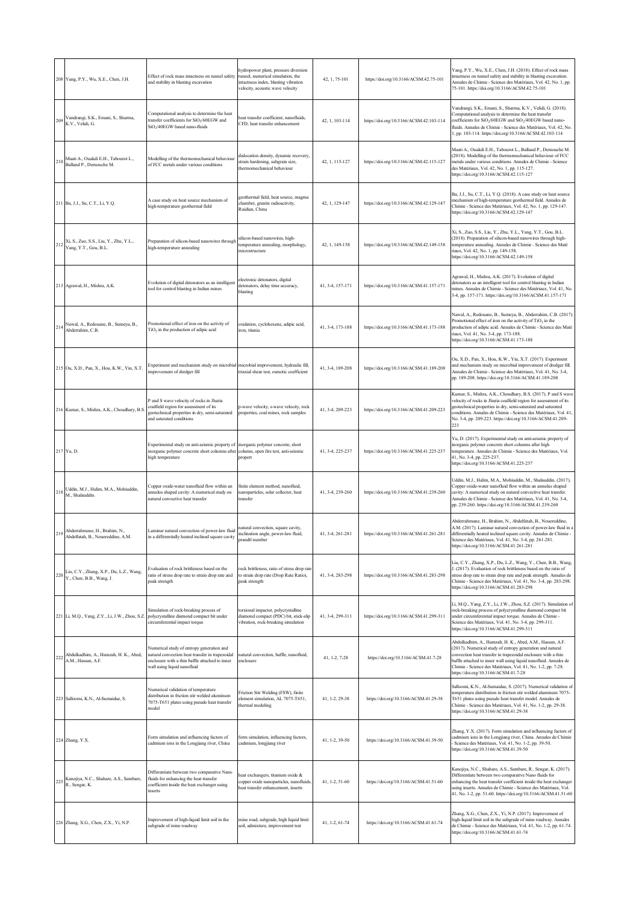| 208 | Yang, P.Y., Wu, X.E., Chen, J.H. | Effect of rock mass intactness on tunnel safety and stability in blasting excavation | hydropower plant, pressure diversion tunnel, numerical simulation, the intactness index, blasting vibration velocity, acoustic wave velocity | 42, 1, 75-101 | https://doi.org/10.3166/ACSM.42.75-101 | Yang, P.Y., Wu, X.E., Chen, J.H. (2018). Effect of rock mass intactness on tunnel safety and stability in blasting excavation. Annales de Chimie - Science des Matériaux, Vol. 42, No. 1, pp. 75-101. https://doi.org/10.3166/ACSM.42.75-101 |
|---|---|---|---|---|---|---|
| 209 | Vandrangi, S.K., Emani, S., Sharma, K.V., Velidi, G. | Computational analysis to determine the heat transfer coefficients for $SiO_2$/60EGW and $SiO_2$/40EGW based nano-fluids | heat transfer coefficient, nanofluids, CFD, heat transfer enhancement | 42, 1, 103-114 | https://doi.org/10.3166/ACSM.42.103-114 | Vandrangi, S.K., Emani, S., Sharma, K.V., Velidi, G. (2018). Computational analysis to determine the heat transfer coefficients for $SiO_2$/60EGW and $SiO_2$/40EGW based nano-fluids. Annales de Chimie - Science des Matériaux, Vol. 42, No. 1, pp. 103-114. https://doi.org/10.3166/ACSM.42.103-114 |
| 210 | Maati A., Ouakdi E.H., Tabourot L., Balland P., Demouche M. | Modelling of the thermomechanical behaviour of FCC metals under various conditions | dislocation density, dynamic recovery, strain hardening, subgrain size, thermomechanical behaviour | 42, 1, 115-127 | https://doi.org/10.3166/ACSM.42.115-127 | Maati A., Ouakdi E.H., Tabourot L., Balland P., Demouche M. (2018). Modelling of the thermomechanical behaviour of FCC metals under various conditions. Annales de Chimie - Science des Matériaux, Vol. 42, No. 1, pp. 115-127. https://doi.org/10.3166/ACSM.42.115-127 |
| 211 | Ba, J.J., Su, C.T., Li, Y.Q. | A case study on heat source mechanism of high-temperature geothermal field | geothermal field, heat source, magma chamber, granite radioactivity, Ruidian, China | 42, 1, 129-147 | https://doi.org/10.3166/ACSM.42.129-147 | Ba, J.J., Su, C.T., Li, Y.Q. (2018). A case study on heat source mechanism of high-temperature geothermal field. Annales de Chimie - Science des Matériaux, Vol. 42, No. 1, pp. 129-147. https://doi.org/10.3166/ACSM.42.129-147 |
| 212 | Xi, S., Zuo, S.S., Liu, Y., Zhu, Y.L., Yang, Y.T., Gou, B.L. | Preparation of silicon-based nanowires through high-temperature annealing | silicon-based nanowires, high-temperature annealing, morphology, microstructure | 42, 1, 149-158 | https://doi.org/10.3166/ACSM.42.149-158 | Xi, S., Zuo, S.S., Liu, Y., Zhu, Y.L., Yang, Y.T., Gou, B.L. (2018). Preparation of silicon-based nanowires through high-temperature annealing. Annales de Chimie - Science des Maté riaux, Vol. 42, No. 1, pp. 149-158. https://doi.org/10.3166/ACSM.42.149-158 |
| 213 | Agrawal, H., Mishra, A.K. | Evolution of digital detonators as an intelligent tool for control blasting in Indian mines | electronic detonators, digital detonators, delay time accuracy, blasting | 41, 3-4, 157-171 | https://doi.org/10.3166/ACSM.41.157-171 | Agrawal, H., Mishra, A.K. (2017). Evolution of digital detonators as an intelligent tool for control blasting in Indian mines. Annales de Chimie - Science des Matériaux, Vol. 41, No. 3-4, pp. 157-171. https://doi.org/10.3166/ACSM.41.157-171 |
| 214 | Nawal, A., Redouane, B., Sumeya, B., Abderrahim, C.B. | Promotional effect of iron on the activity of $TiO_2$ in the production of adipic acid | oxidation, cyclohexene, adipic acid, iron, titania | 41, 3-4, 173-188 | https://doi.org/10.3166/ACSM.41.173-188 | Nawal, A., Redouane, B., Sumeya, B., Abderrahim, C.B. (2017). Promotional effect of iron on the activity of $TiO_2$ in the production of adipic acid. Annales de Chimie - Science des Maté riaux, Vol. 41, No. 3-4, pp. 173-188. https://doi.org/10.3166/ACSM.41.173-188 |
| 215 | Ou, X.D., Pan, X., Hou, K.W., Yin, X.T. | Experiment and mechanism study on microbial improvement of dredger fill | microbial improvement, hydraulic fill, triaxial shear test, osmotic coefficient | 41, 3-4, 189-208 | https://doi.org/10.3166/ACSM.41.189-208 | Ou, X.D., Pan, X., Hou, K.W., Yin, X.T. (2017). Experiment and mechanism study on microbial improvement of dredger fill. Annales de Chimie - Science des Matériaux, Vol. 41, No. 3-4, pp. 189-208. https://doi.org/10.3166/ACSM.41.189-208 |
| 216 | Kumar, S., Mishra, A.K., Choudhary, B.S. | P and S wave velocity of rocks in Jharia coalfield region for assessment of its geotechnical properties in dry, semi-saturated and saturated conditions | p-wave velocity, s-wave velocity, rock properties, coal mines, rock samples | 41, 3-4, 209-223 | https://doi.org/10.3166/ACSM.41.209-223 | Kumar, S., Mishra, A.K., Choudhary, B.S. (2017). P and S wave velocity of rocks in Jharia coalfield region for assessment of its geotechnical properties in dry, semi-saturated and saturated conditions. Annales de Chimie - Science des Matériaux, Vol. 41, No. 3-4, pp. 209-223. https://doi.org/10.3166/ACSM.41.209-223 |
| 217 | Yu, D. | Experimental study on anti-seismic property of inorganic polymer concrete short columns after high temperature | inorganic polymer concrete, short column, open fire test, anti-seismic propert | 41, 3-4, 225-237 | https://doi.org/10.3166/ACSM.41.225-237 | Yu, D. (2017). Experimental study on anti-seismic property of inorganic polymer concrete short columns after high temperature. Annales de Chimie - Science des Matériaux, Vol. 41, No. 3-4, pp. 225-237. https://doi.org/10.3166/ACSM.41.225-237 |
| 218 | Uddin, M.J., Halim, M.A., Mohiuddin, M., Shalauddin. | Copper oxide-water nanofluid flow within an annulus shaped cavity: A numerical study on natural convective heat transfer | finite element method, nanofluid, nanoparticles, solar collector, heat transfer | 41, 3-4, 239-260 | https://doi.org/10.3166/ACSM.41.239-260 | Uddin, M.J., Halim, M.A., Mohiuddin, M., Shalauddin. (2017). Copper oxide-water nanofluid flow within an annulus shaped cavity: A numerical study on natural convective heat transfer. Annales de Chimie - Science des Matériaux, Vol. 41, No. 3-4, pp. 239-260. https://doi.org/10.3166/ACSM.41.239-260 |
| 219 | Abderrahmane, H., Brahim, N., Abdelfatah, B., Noureddine, A.M. | Laminar natural convection of power-law fluid in a differentially heated inclined square cavity | natural convection, square cavity, inclination angle, power-law fluid, prandtl number | 41, 3-4, 261-281 | https://doi.org/10.3166/ACSM.41.261-281 | Abderrahmane, H., Brahim, N., Abdelfatah, B., Noureddine, A.M. (2017). Laminar natural convection of power-law fluid in a differentially heated inclined square cavity. Annales de Chimie - Science des Matériaux, Vol. 41, No. 3-4, pp. 261-281. https://doi.org/10.3166/ACSM.41.261-281 |
| 220 | Liu, C.Y., Zhang, X.P., Du, L.Z., Wang, Y., Chen, B.B., Wang, J. | Evaluation of rock brittleness based on the ratio of stress drop rate to strain drop rate and peak strength | rock brittleness, ratio of stress drop rate to strain drop rate (Drop Rate Ratio), peak strength | 41, 3-4, 283-298 | https://doi.org/10.3166/ACSM.41.283-298 | Liu, C.Y., Zhang, X.P., Du, L.Z., Wang, Y., Chen, B.B., Wang, J. (2017). Evaluation of rock brittleness based on the ratio of stress drop rate to strain drop rate and peak strength. Annales de Chimie - Science des Matériaux, Vol. 41, No. 3-4, pp. 283-298. https://doi.org/10.3166/ACSM.41.283-298 |
| 221 | Li, M.Q., Yang, Z.Y., Li, J.W., Zhou, S.Z. | Simulation of rock-breaking process of polycrystalline diamond compact bit under circumferential impact torque | torsional impactor, polycrystalline diamond compact (PDC) bit, stick-slip vibration, rock-breaking simulation | 41, 3-4, 299-311 | https://doi.org/10.3166/ACSM.41.299-311 | Li, M.Q., Yang, Z.Y., Li, J.W., Zhou, S.Z. (2017). Simulation of rock-breaking process of polycrystalline diamond compact bit under circumferential impact torque. Annales de Chimie - Science des Matériaux, Vol. 41, No. 3-4, pp. 299-311. https://doi.org/10.3166/ACSM.41.299-311 |
| 222 | Abdulkadhim, A., Hamzah, H. K., Abed, A.M., Hassan, A.F. | Numerical study of entropy generation and natural convection heat transfer in trapezoidal enclosure with a thin baffle attached to inner wall using liquid nanofluid | natural convection, baffle, nanofluid, enclosure | 41, 1-2, 7-28 | https://doi.org/10.3166/ACSM.41.7-28 | Abdulkadhim, A., Hamzah, H. K., Abed, A.M., Hassan, A.F. (2017). Numerical study of entropy generation and natural convection heat transfer in trapezoidal enclosure with a thin baffle attached to inner wall using liquid nanofluid. Annales de Chimie - Science des Matériaux, Vol. 41, No. 1-2, pp. 7-28. https://doi.org/10.3166/ACSM.41.7-28 |
| 223 | Salloomi, K.N., Al-Sumaidae, S. | Numerical validation of temperature distribution in friction stir welded aluminum 7075-T651 plates using pseudo heat transfer model | Friction Stir Welding (FSW), finite element simulation, AL 7075-T651, thermal modeling | 41, 1-2, 29-38 | https://doi.org/10.3166/ACSM.41.29-38 | Salloomi, K.N., Al-Sumaidae, S. (2017). Numerical validation of temperature distribution in friction stir welded aluminum 7075-T651 plates using pseudo heat transfer model. Annales de Chimie - Science des Matériaux, Vol. 41, No. 1-2, pp. 29-38. https://doi.org/10.3166/ACSM.41.29-38 |
| 224 | Zhang, Y.X. | Form simulation and influencing factors of cadmium ions in the Longjiang river, China | form simulation, influencing factors, cadmium, longjiang river | 41, 1-2, 39-50 | https://doi.org/10.3166/ACSM.41.39-50 | Zhang, Y.X. (2017). Form simulation and influencing factors of cadmium ions in the Longjiang river, China. Annales de Chimie - Science des Matériaux, Vol. 41, No. 1-2, pp. 39-50. https://doi.org/10.3166/ACSM.41.39-50 |
| 225 | Kanojiya, N.C., Shahare, A.S., Sambare, R., Sengar, K. | Differentiate between two comparative Nano fluids for enhancing the heat transfer coefficient inside the heat exchanger using inserts | heat exchangers, titanium oxide & copper oxide nanoparticles, nanofluids, heat transfer enhancement, inserts | 41, 1-2, 51-60 | https://doi.org/10.3166/ACSM.41.51-60 | Kanojiya, N.C., Shahare, A.S., Sambare, R., Sengar, K. (2017). Differentiate between two comparative Nano fluids for enhancing the heat transfer coefficient inside the heat exchanger using inserts. Annales de Chimie - Science des Matériaux, Vol. 41, No. 1-2, pp. 51-60. https://doi.org/10.3166/ACSM.41.51-60 |
| 226 | Zhang, X.G., Chen, Z.X., Yi, N.P. | Improvement of high-liquid limit soil in the subgrade of mine roadway | mine road, subgrade, high liquid limit soil, admixture, improvement test | 41, 1-2, 61-74 | https://doi.org/10.3166/ACSM.41.61-74 | Zhang, X.G., Chen, Z.X., Yi, N.P. (2017). Improvement of high-liquid limit soil in the subgrade of mine roadway. Annales de Chimie - Science des Matériaux, Vol. 41, No. 1-2, pp. 61-74. https://doi.org/10.3166/ACSM.41.61-74 |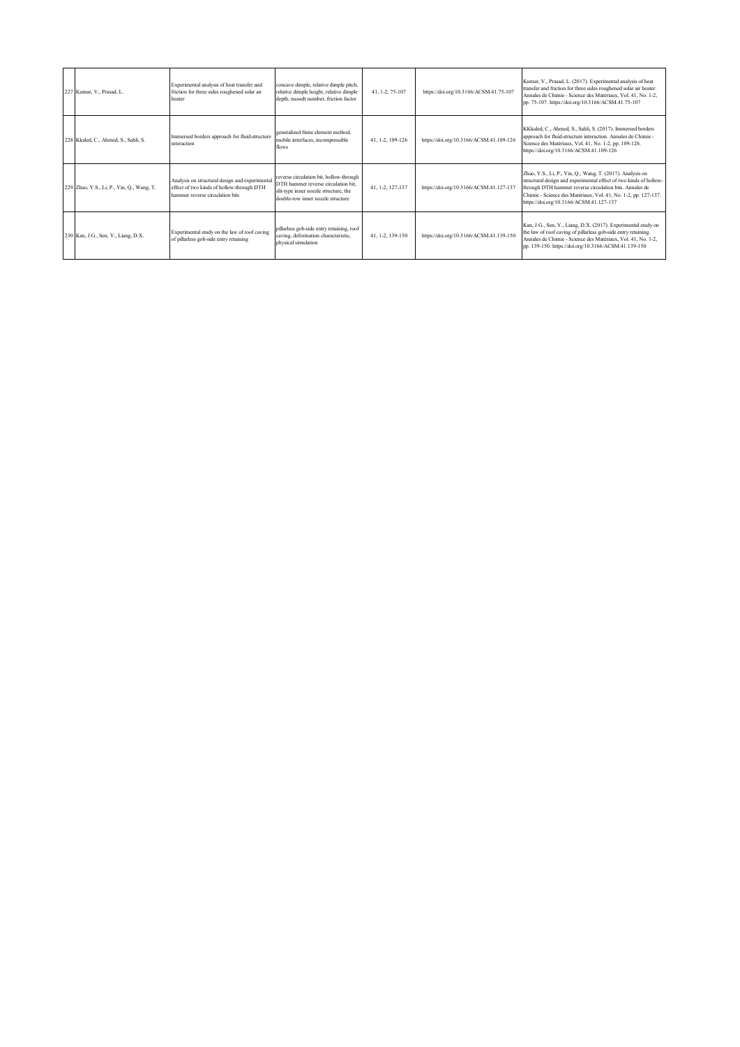| | | | | | | |
|---|---|---|---|---|---|---|
| 227 | Kumar, V., Prasad, L. | Experimental analysis of heat transfer and friction for three sides roughened solar air heater | concave dimple, relative dimple pitch, relative dimple height, relative dimple depth, nusselt number, friction factor | 41, 1-2, 75-107 | https://doi.org/10.3166/ACSM.41.75-107 | Kumar, V., Prasad, L. (2017). Experimental analysis of heat transfer and friction for three sides roughened solar air heater. Annales de Chimie - Science des Matériaux, Vol. 41, No. 1-2, pp. 75-107. https://doi.org/10.3166/ACSM.41.75-107 |
| 228 | Kkaled, C., Ahmed, S., Sahli, S. | Immersed borders approach for fluid-structure interaction | generalized finite element method, mobile interfaces, incompressible flows | 41, 1-2, 109-126 | https://doi.org/10.3166/ACSM.41.109-126 | KKkaled, C., Ahmed, S., Sahli, S. (2017). Immersed borders approach for fluid-structure interaction. Annales de Chimie - Science des Matériaux, Vol. 41, No. 1-2, pp. 109-126. https://doi.org/10.3166/ACSM.41.109-126 |
| 229 | Zhao, Y.S., Li, P., Yin, Q., Wang, T. | Analysis on structural design and experimental effect of two kinds of hollow-through DTH hammer reverse circulation bits | reverse circulation bit, hollow-through DTH hammer reverse circulation bit, slit-type inner nozzle structure, the double-row inner nozzle structure | 41, 1-2, 127-137 | https://doi.org/10.3166/ACSM.41.127-137 | Zhao, Y.S., Li, P., Yin, Q., Wang, T. (2017). Analysis on structural design and experimental effect of two kinds of hollow-through DTH hammer reverse circulation bits. Annales de Chimie - Science des Matériaux, Vol. 41, No. 1-2, pp. 127-137. https://doi.org/10.3166/ACSM.41.127-137 |
| 230 | Kan, J.G., Sen, Y., Liang, D.X. | Experimental study on the law of roof caving of pillarless gob-side entry retaining | pillarless gob-side entry retaining, roof caving, deformation characteristic, physical simulation | 41, 1-2, 139-150 | https://doi.org/10.3166/ACSM.41.139-150 | Kan, J.G., Sen, Y., Liang, D.X. (2017). Experimental study on the law of roof caving of pillarless gob-side entry retaining. Annales de Chimie - Science des Matériaux, Vol. 41, No. 1-2, pp. 139-150. https://doi.org/10.3166/ACSM.41.139-150 |